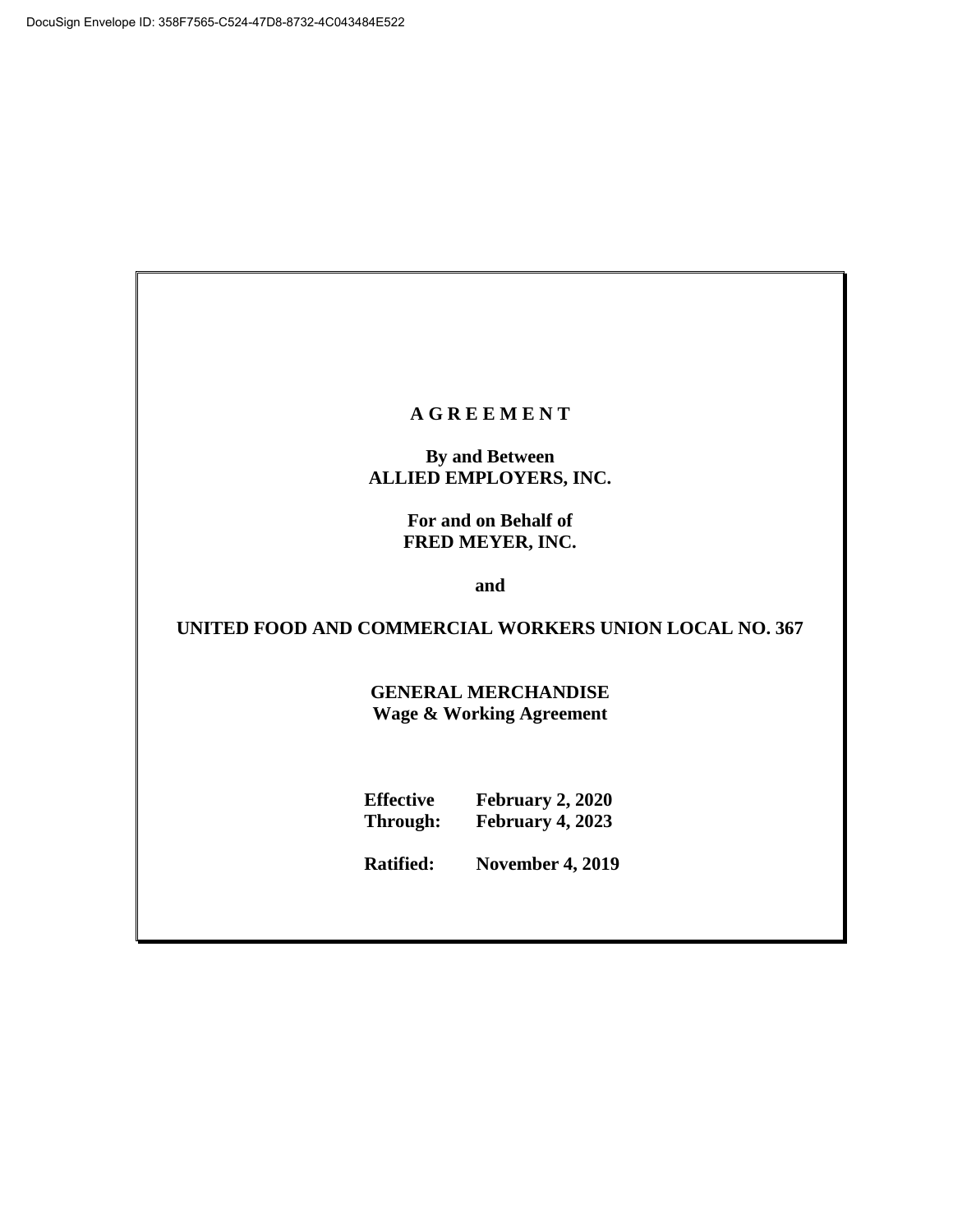DocuSign Envelope ID: 358F7565-C524-47D8-8732-4C043484E522

# A G R E E M E N T

**By and Between**
**ALLIED EMPLOYERS, INC.**

**For and on Behalf of**
**FRED MEYER, INC.**

**and**

**UNITED FOOD AND COMMERCIAL WORKERS UNION LOCAL NO. 367**

**GENERAL MERCHANDISE**
**Wage & Working Agreement**

**Effective** **February 2, 2020**
**Through:** **February 4, 2023**

**Ratified:** **November 4, 2019**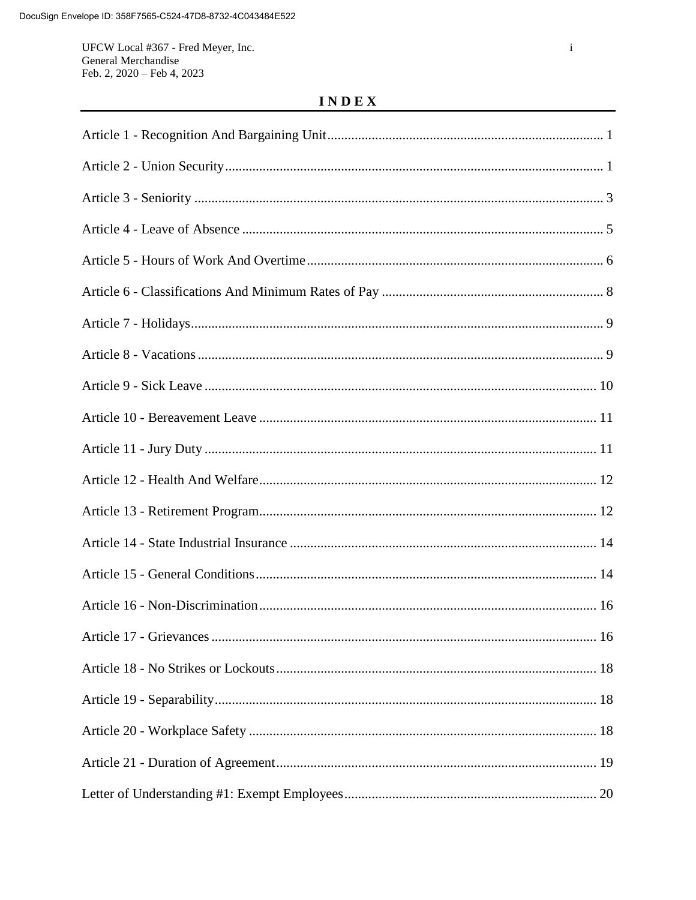# INDEX

| | |
|---|---|
| Article 1 - Recognition And Bargaining Unit | 1 |
| Article 2 - Union Security | 1 |
| Article 3 - Seniority | 3 |
| Article 4 - Leave of Absence | 5 |
| Article 5 - Hours of Work And Overtime | 6 |
| Article 6 - Classifications And Minimum Rates of Pay | 8 |
| Article 7 - Holidays | 9 |
| Article 8 - Vacations | 9 |
| Article 9 - Sick Leave | 10 |
| Article 10 - Bereavement Leave | 11 |
| Article 11 - Jury Duty | 11 |
| Article 12 - Health And Welfare | 12 |
| Article 13 - Retirement Program | 12 |
| Article 14 - State Industrial Insurance | 14 |
| Article 15 - General Conditions | 14 |
| Article 16 - Non-Discrimination | 16 |
| Article 17 - Grievances | 16 |
| Article 18 - No Strikes or Lockouts | 18 |
| Article 19 - Separability | 18 |
| Article 20 - Workplace Safety | 18 |
| Article 21 - Duration of Agreement | 19 |
| Letter of Understanding #1: Exempt Employees | 20 |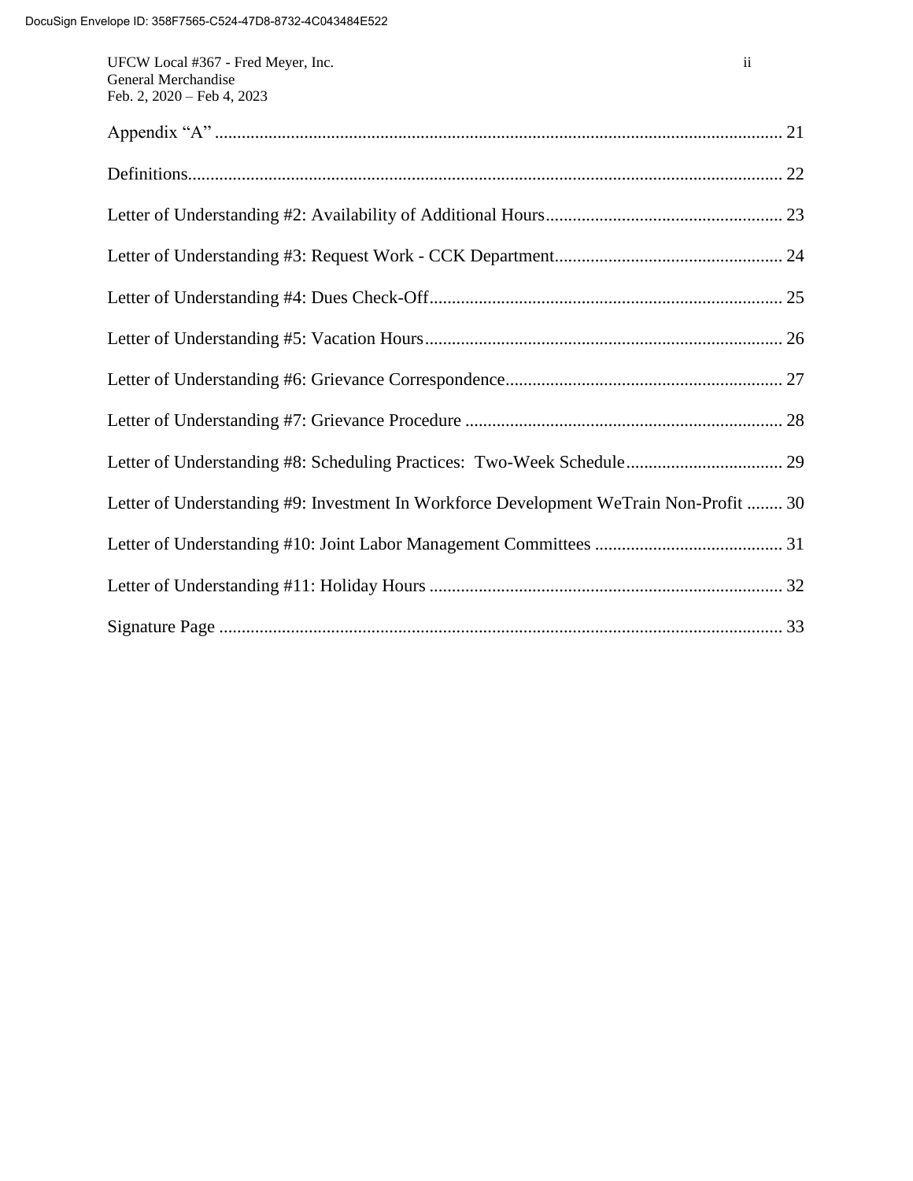Appendix "A" ............................................................................................................... 21

Definitions.................................................................................................................... 22

Letter of Understanding #2: Availability of Additional Hours..................................................... 23

Letter of Understanding #3: Request Work - CCK Department.................................................... 24

Letter of Understanding #4: Dues Check-Off............................................................................... 25

Letter of Understanding #5: Vacation Hours................................................................................ 26

Letter of Understanding #6: Grievance Correspondence.............................................................. 27

Letter of Understanding #7: Grievance Procedure ....................................................................... 28

Letter of Understanding #8: Scheduling Practices: Two-Week Schedule................................... 29

Letter of Understanding #9: Investment In Workforce Development WeTrain Non-Profit ........ 30

Letter of Understanding #10: Joint Labor Management Committees .......................................... 31

Letter of Understanding #11: Holiday Hours ............................................................................... 32

Signature Page ............................................................................................................. 33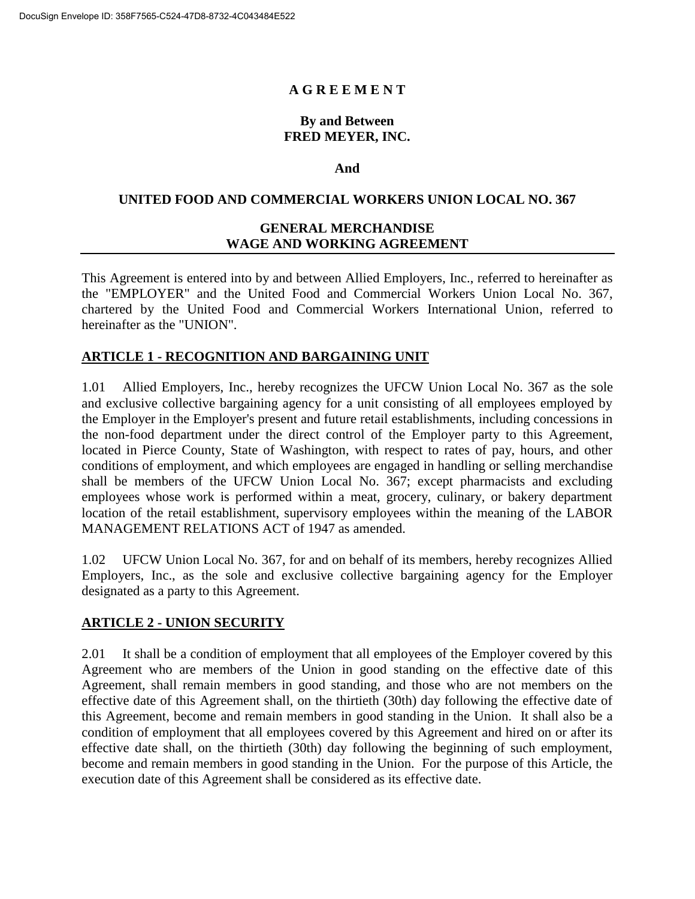# A G R E E M E N T

**By and Between**
**FRED MEYER, INC.**

**And**

**UNITED FOOD AND COMMERCIAL WORKERS UNION LOCAL NO. 367**

**GENERAL MERCHANDISE**
**WAGE AND WORKING AGREEMENT**

---

This Agreement is entered into by and between Allied Employers, Inc., referred to hereinafter as the "EMPLOYER" and the United Food and Commercial Workers Union Local No. 367, chartered by the United Food and Commercial Workers International Union, referred to hereinafter as the "UNION".

## ARTICLE 1 - RECOGNITION AND BARGAINING UNIT

1.01 Allied Employers, Inc., hereby recognizes the UFCW Union Local No. 367 as the sole and exclusive collective bargaining agency for a unit consisting of all employees employed by the Employer in the Employer's present and future retail establishments, including concessions in the non-food department under the direct control of the Employer party to this Agreement, located in Pierce County, State of Washington, with respect to rates of pay, hours, and other conditions of employment, and which employees are engaged in handling or selling merchandise shall be members of the UFCW Union Local No. 367; except pharmacists and excluding employees whose work is performed within a meat, grocery, culinary, or bakery department location of the retail establishment, supervisory employees within the meaning of the LABOR MANAGEMENT RELATIONS ACT of 1947 as amended.

1.02 UFCW Union Local No. 367, for and on behalf of its members, hereby recognizes Allied Employers, Inc., as the sole and exclusive collective bargaining agency for the Employer designated as a party to this Agreement.

## ARTICLE 2 - UNION SECURITY

2.01 It shall be a condition of employment that all employees of the Employer covered by this Agreement who are members of the Union in good standing on the effective date of this Agreement, shall remain members in good standing, and those who are not members on the effective date of this Agreement shall, on the thirtieth (30th) day following the effective date of this Agreement, become and remain members in good standing in the Union. It shall also be a condition of employment that all employees covered by this Agreement and hired on or after its effective date shall, on the thirtieth (30th) day following the beginning of such employment, become and remain members in good standing in the Union. For the purpose of this Article, the execution date of this Agreement shall be considered as its effective date.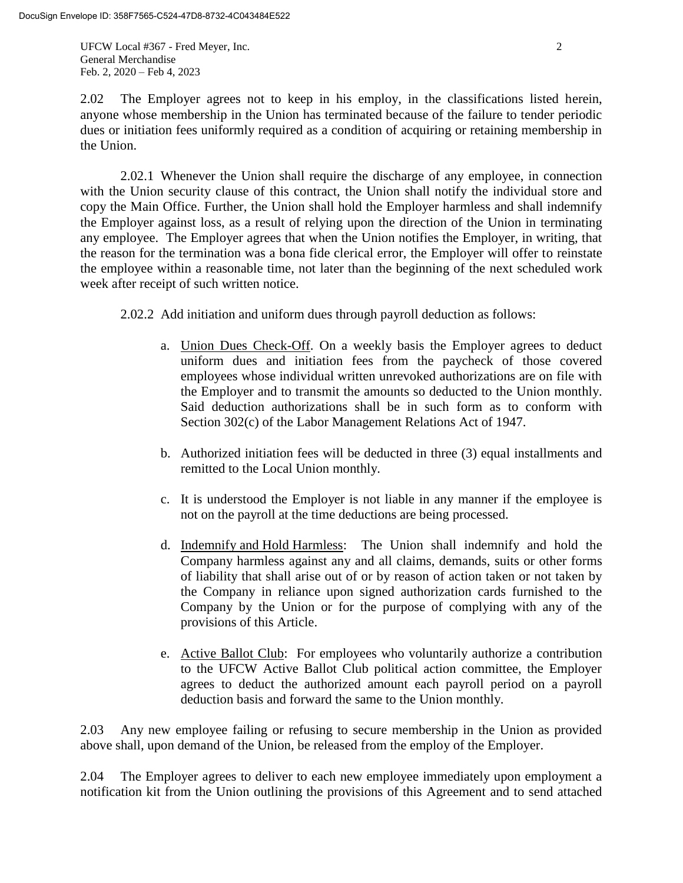2.02 The Employer agrees not to keep in his employ, in the classifications listed herein, anyone whose membership in the Union has terminated because of the failure to tender periodic dues or initiation fees uniformly required as a condition of acquiring or retaining membership in the Union.

2.02.1 Whenever the Union shall require the discharge of any employee, in connection with the Union security clause of this contract, the Union shall notify the individual store and copy the Main Office. Further, the Union shall hold the Employer harmless and shall indemnify the Employer against loss, as a result of relying upon the direction of the Union in terminating any employee. The Employer agrees that when the Union notifies the Employer, in writing, that the reason for the termination was a bona fide clerical error, the Employer will offer to reinstate the employee within a reasonable time, not later than the beginning of the next scheduled work week after receipt of such written notice.

2.02.2 Add initiation and uniform dues through payroll deduction as follows:

a. Union Dues Check-Off. On a weekly basis the Employer agrees to deduct uniform dues and initiation fees from the paycheck of those covered employees whose individual written unrevoked authorizations are on file with the Employer and to transmit the amounts so deducted to the Union monthly. Said deduction authorizations shall be in such form as to conform with Section 302(c) of the Labor Management Relations Act of 1947.

b. Authorized initiation fees will be deducted in three (3) equal installments and remitted to the Local Union monthly.

c. It is understood the Employer is not liable in any manner if the employee is not on the payroll at the time deductions are being processed.

d. Indemnify and Hold Harmless: The Union shall indemnify and hold the Company harmless against any and all claims, demands, suits or other forms of liability that shall arise out of or by reason of action taken or not taken by the Company in reliance upon signed authorization cards furnished to the Company by the Union or for the purpose of complying with any of the provisions of this Article.

e. Active Ballot Club: For employees who voluntarily authorize a contribution to the UFCW Active Ballot Club political action committee, the Employer agrees to deduct the authorized amount each payroll period on a payroll deduction basis and forward the same to the Union monthly.

2.03 Any new employee failing or refusing to secure membership in the Union as provided above shall, upon demand of the Union, be released from the employ of the Employer.

2.04 The Employer agrees to deliver to each new employee immediately upon employment a notification kit from the Union outlining the provisions of this Agreement and to send attached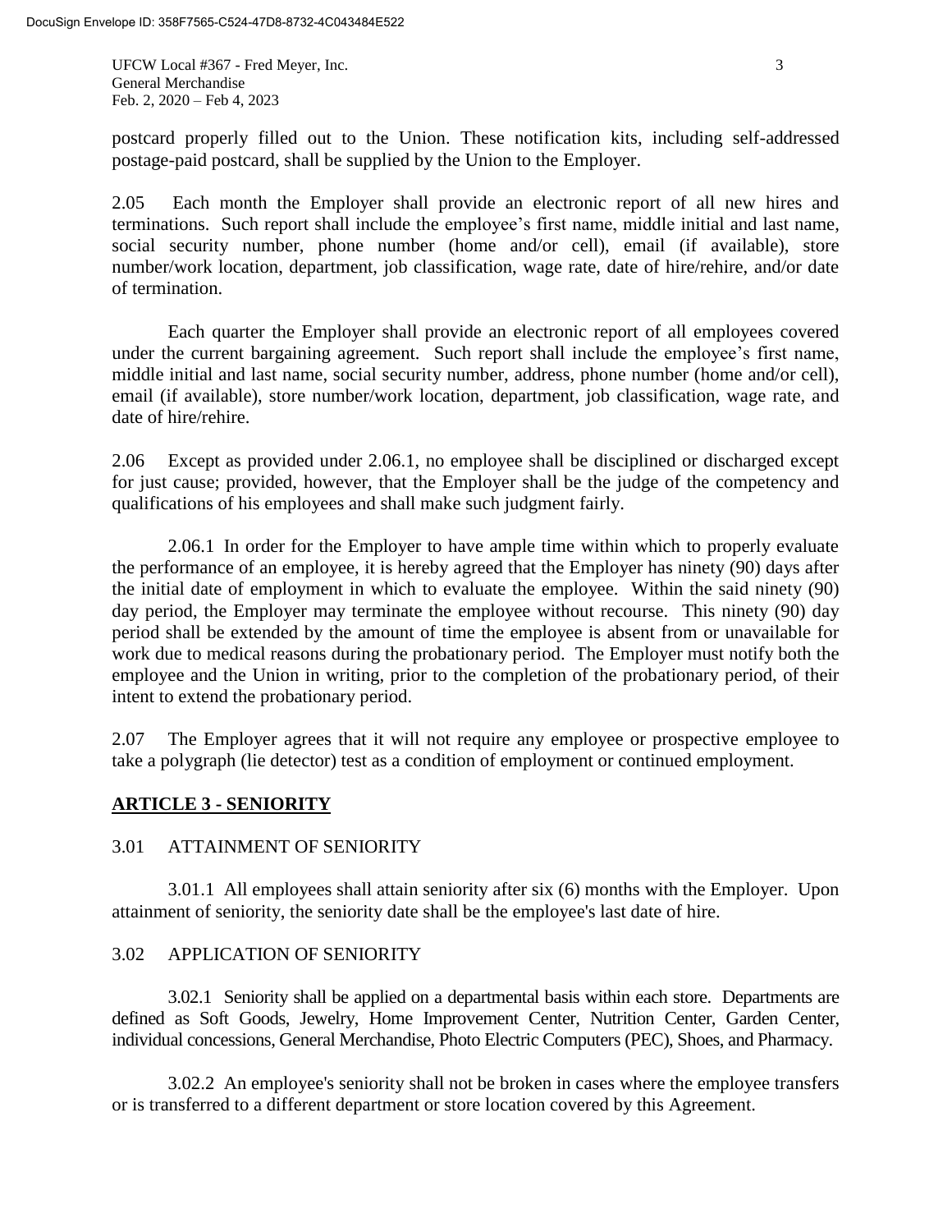postcard properly filled out to the Union. These notification kits, including self-addressed postage-paid postcard, shall be supplied by the Union to the Employer.

2.05 Each month the Employer shall provide an electronic report of all new hires and terminations. Such report shall include the employee's first name, middle initial and last name, social security number, phone number (home and/or cell), email (if available), store number/work location, department, job classification, wage rate, date of hire/rehire, and/or date of termination.

Each quarter the Employer shall provide an electronic report of all employees covered under the current bargaining agreement. Such report shall include the employee's first name, middle initial and last name, social security number, address, phone number (home and/or cell), email (if available), store number/work location, department, job classification, wage rate, and date of hire/rehire.

2.06 Except as provided under 2.06.1, no employee shall be disciplined or discharged except for just cause; provided, however, that the Employer shall be the judge of the competency and qualifications of his employees and shall make such judgment fairly.

2.06.1 In order for the Employer to have ample time within which to properly evaluate the performance of an employee, it is hereby agreed that the Employer has ninety (90) days after the initial date of employment in which to evaluate the employee. Within the said ninety (90) day period, the Employer may terminate the employee without recourse. This ninety (90) day period shall be extended by the amount of time the employee is absent from or unavailable for work due to medical reasons during the probationary period. The Employer must notify both the employee and the Union in writing, prior to the completion of the probationary period, of their intent to extend the probationary period.

2.07 The Employer agrees that it will not require any employee or prospective employee to take a polygraph (lie detector) test as a condition of employment or continued employment.

## ARTICLE 3 - SENIORITY

### 3.01 ATTAINMENT OF SENIORITY

3.01.1 All employees shall attain seniority after six (6) months with the Employer. Upon attainment of seniority, the seniority date shall be the employee's last date of hire.

### 3.02 APPLICATION OF SENIORITY

3.02.1 Seniority shall be applied on a departmental basis within each store. Departments are defined as Soft Goods, Jewelry, Home Improvement Center, Nutrition Center, Garden Center, individual concessions, General Merchandise, Photo Electric Computers (PEC), Shoes, and Pharmacy.

3.02.2 An employee's seniority shall not be broken in cases where the employee transfers or is transferred to a different department or store location covered by this Agreement.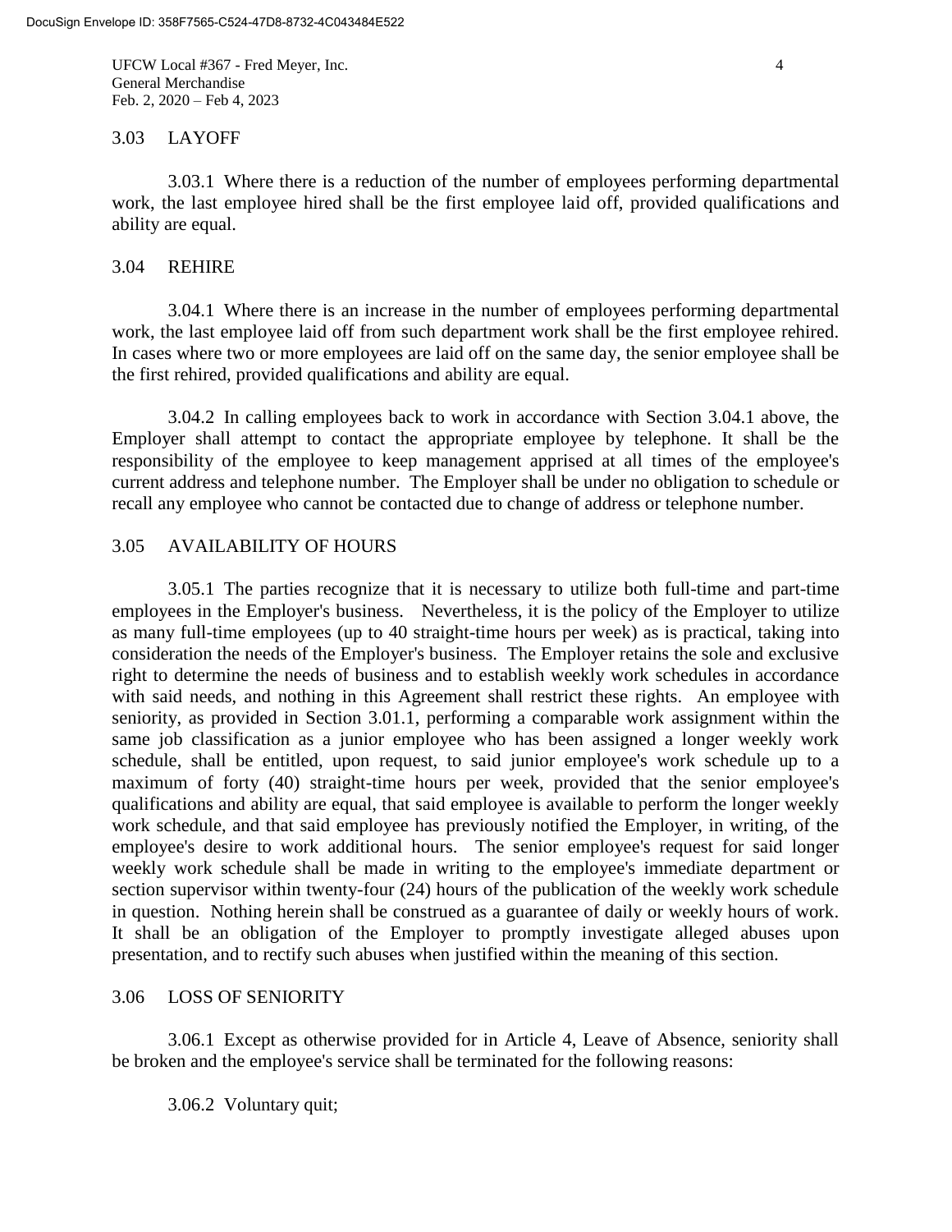## 3.03 LAYOFF

3.03.1 Where there is a reduction of the number of employees performing departmental work, the last employee hired shall be the first employee laid off, provided qualifications and ability are equal.

## 3.04 REHIRE

3.04.1 Where there is an increase in the number of employees performing departmental work, the last employee laid off from such department work shall be the first employee rehired. In cases where two or more employees are laid off on the same day, the senior employee shall be the first rehired, provided qualifications and ability are equal.

3.04.2 In calling employees back to work in accordance with Section 3.04.1 above, the Employer shall attempt to contact the appropriate employee by telephone. It shall be the responsibility of the employee to keep management apprised at all times of the employee's current address and telephone number. The Employer shall be under no obligation to schedule or recall any employee who cannot be contacted due to change of address or telephone number.

## 3.05 AVAILABILITY OF HOURS

3.05.1 The parties recognize that it is necessary to utilize both full-time and part-time employees in the Employer's business. Nevertheless, it is the policy of the Employer to utilize as many full-time employees (up to 40 straight-time hours per week) as is practical, taking into consideration the needs of the Employer's business. The Employer retains the sole and exclusive right to determine the needs of business and to establish weekly work schedules in accordance with said needs, and nothing in this Agreement shall restrict these rights. An employee with seniority, as provided in Section 3.01.1, performing a comparable work assignment within the same job classification as a junior employee who has been assigned a longer weekly work schedule, shall be entitled, upon request, to said junior employee's work schedule up to a maximum of forty (40) straight-time hours per week, provided that the senior employee's qualifications and ability are equal, that said employee is available to perform the longer weekly work schedule, and that said employee has previously notified the Employer, in writing, of the employee's desire to work additional hours. The senior employee's request for said longer weekly work schedule shall be made in writing to the employee's immediate department or section supervisor within twenty-four (24) hours of the publication of the weekly work schedule in question. Nothing herein shall be construed as a guarantee of daily or weekly hours of work. It shall be an obligation of the Employer to promptly investigate alleged abuses upon presentation, and to rectify such abuses when justified within the meaning of this section.

## 3.06 LOSS OF SENIORITY

3.06.1 Except as otherwise provided for in Article 4, Leave of Absence, seniority shall be broken and the employee's service shall be terminated for the following reasons:

3.06.2 Voluntary quit;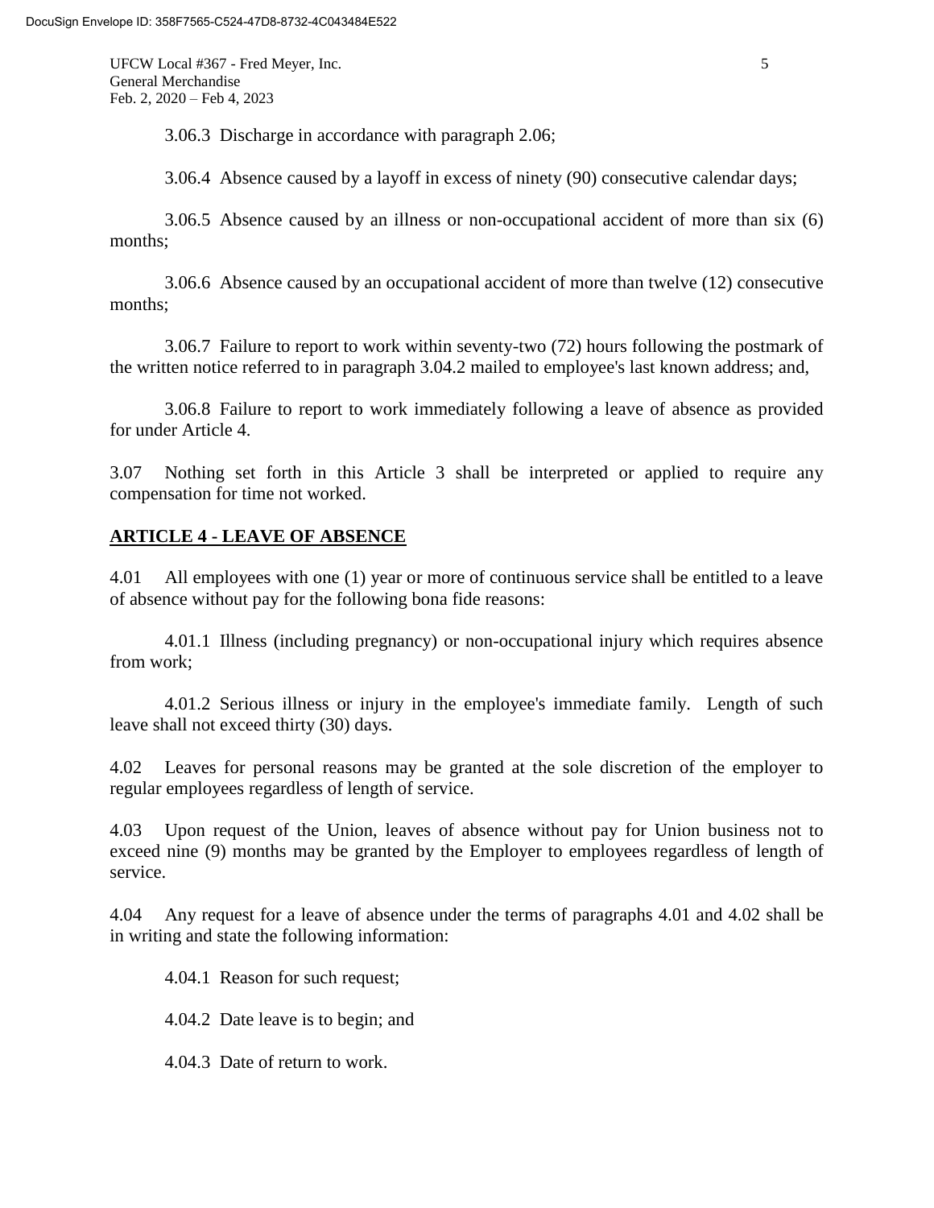3.06.3 Discharge in accordance with paragraph 2.06;

3.06.4 Absence caused by a layoff in excess of ninety (90) consecutive calendar days;

3.06.5 Absence caused by an illness or non-occupational accident of more than six (6) months;

3.06.6 Absence caused by an occupational accident of more than twelve (12) consecutive months;

3.06.7 Failure to report to work within seventy-two (72) hours following the postmark of the written notice referred to in paragraph 3.04.2 mailed to employee's last known address; and,

3.06.8 Failure to report to work immediately following a leave of absence as provided for under Article 4.

3.07 Nothing set forth in this Article 3 shall be interpreted or applied to require any compensation for time not worked.

## ARTICLE 4 - LEAVE OF ABSENCE

4.01 All employees with one (1) year or more of continuous service shall be entitled to a leave of absence without pay for the following bona fide reasons:

4.01.1 Illness (including pregnancy) or non-occupational injury which requires absence from work;

4.01.2 Serious illness or injury in the employee's immediate family. Length of such leave shall not exceed thirty (30) days.

4.02 Leaves for personal reasons may be granted at the sole discretion of the employer to regular employees regardless of length of service.

4.03 Upon request of the Union, leaves of absence without pay for Union business not to exceed nine (9) months may be granted by the Employer to employees regardless of length of service.

4.04 Any request for a leave of absence under the terms of paragraphs 4.01 and 4.02 shall be in writing and state the following information:

4.04.1 Reason for such request;

4.04.2 Date leave is to begin; and

4.04.3 Date of return to work.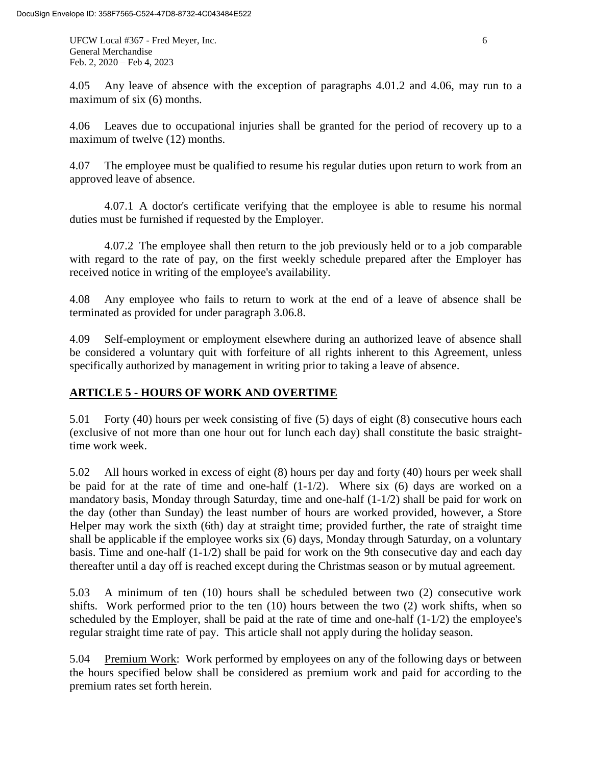4.05 Any leave of absence with the exception of paragraphs 4.01.2 and 4.06, may run to a maximum of six (6) months.

4.06 Leaves due to occupational injuries shall be granted for the period of recovery up to a maximum of twelve (12) months.

4.07 The employee must be qualified to resume his regular duties upon return to work from an approved leave of absence.

4.07.1 A doctor's certificate verifying that the employee is able to resume his normal duties must be furnished if requested by the Employer.

4.07.2 The employee shall then return to the job previously held or to a job comparable with regard to the rate of pay, on the first weekly schedule prepared after the Employer has received notice in writing of the employee's availability.

4.08 Any employee who fails to return to work at the end of a leave of absence shall be terminated as provided for under paragraph 3.06.8.

4.09 Self-employment or employment elsewhere during an authorized leave of absence shall be considered a voluntary quit with forfeiture of all rights inherent to this Agreement, unless specifically authorized by management in writing prior to taking a leave of absence.

## ARTICLE 5 - HOURS OF WORK AND OVERTIME

5.01 Forty (40) hours per week consisting of five (5) days of eight (8) consecutive hours each (exclusive of not more than one hour out for lunch each day) shall constitute the basic straight-time work week.

5.02 All hours worked in excess of eight (8) hours per day and forty (40) hours per week shall be paid for at the rate of time and one-half (1-1/2). Where six (6) days are worked on a mandatory basis, Monday through Saturday, time and one-half (1-1/2) shall be paid for work on the day (other than Sunday) the least number of hours are worked provided, however, a Store Helper may work the sixth (6th) day at straight time; provided further, the rate of straight time shall be applicable if the employee works six (6) days, Monday through Saturday, on a voluntary basis. Time and one-half (1-1/2) shall be paid for work on the 9th consecutive day and each day thereafter until a day off is reached except during the Christmas season or by mutual agreement.

5.03 A minimum of ten (10) hours shall be scheduled between two (2) consecutive work shifts. Work performed prior to the ten (10) hours between the two (2) work shifts, when so scheduled by the Employer, shall be paid at the rate of time and one-half (1-1/2) the employee's regular straight time rate of pay. This article shall not apply during the holiday season.

5.04 Premium Work: Work performed by employees on any of the following days or between the hours specified below shall be considered as premium work and paid for according to the premium rates set forth herein.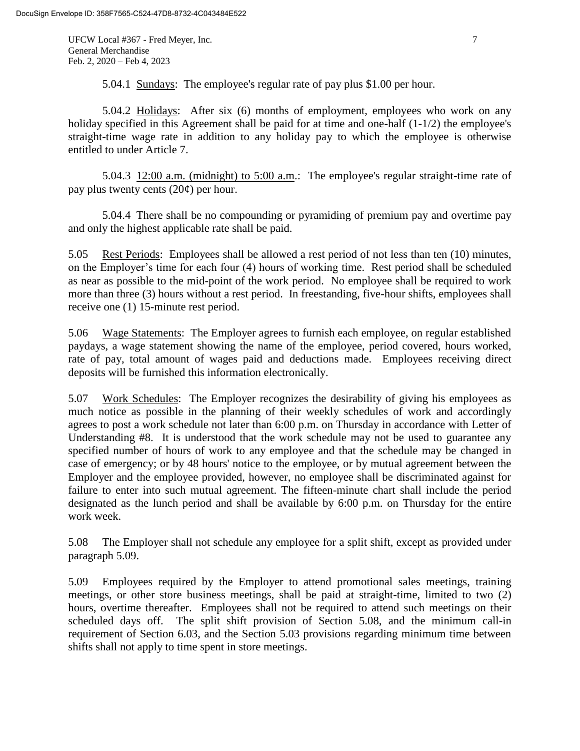5.04.1 Sundays: The employee's regular rate of pay plus $1.00 per hour.

5.04.2 Holidays: After six (6) months of employment, employees who work on any holiday specified in this Agreement shall be paid for at time and one-half (1-1/2) the employee's straight-time wage rate in addition to any holiday pay to which the employee is otherwise entitled to under Article 7.

5.04.3 12:00 a.m. (midnight) to 5:00 a.m.: The employee's regular straight-time rate of pay plus twenty cents (20¢) per hour.

5.04.4 There shall be no compounding or pyramiding of premium pay and overtime pay and only the highest applicable rate shall be paid.

5.05 Rest Periods: Employees shall be allowed a rest period of not less than ten (10) minutes, on the Employer's time for each four (4) hours of working time. Rest period shall be scheduled as near as possible to the mid-point of the work period. No employee shall be required to work more than three (3) hours without a rest period. In freestanding, five-hour shifts, employees shall receive one (1) 15-minute rest period.

5.06 Wage Statements: The Employer agrees to furnish each employee, on regular established paydays, a wage statement showing the name of the employee, period covered, hours worked, rate of pay, total amount of wages paid and deductions made. Employees receiving direct deposits will be furnished this information electronically.

5.07 Work Schedules: The Employer recognizes the desirability of giving his employees as much notice as possible in the planning of their weekly schedules of work and accordingly agrees to post a work schedule not later than 6:00 p.m. on Thursday in accordance with Letter of Understanding #8. It is understood that the work schedule may not be used to guarantee any specified number of hours of work to any employee and that the schedule may be changed in case of emergency; or by 48 hours' notice to the employee, or by mutual agreement between the Employer and the employee provided, however, no employee shall be discriminated against for failure to enter into such mutual agreement. The fifteen-minute chart shall include the period designated as the lunch period and shall be available by 6:00 p.m. on Thursday for the entire work week.

5.08 The Employer shall not schedule any employee for a split shift, except as provided under paragraph 5.09.

5.09 Employees required by the Employer to attend promotional sales meetings, training meetings, or other store business meetings, shall be paid at straight-time, limited to two (2) hours, overtime thereafter. Employees shall not be required to attend such meetings on their scheduled days off. The split shift provision of Section 5.08, and the minimum call-in requirement of Section 6.03, and the Section 5.03 provisions regarding minimum time between shifts shall not apply to time spent in store meetings.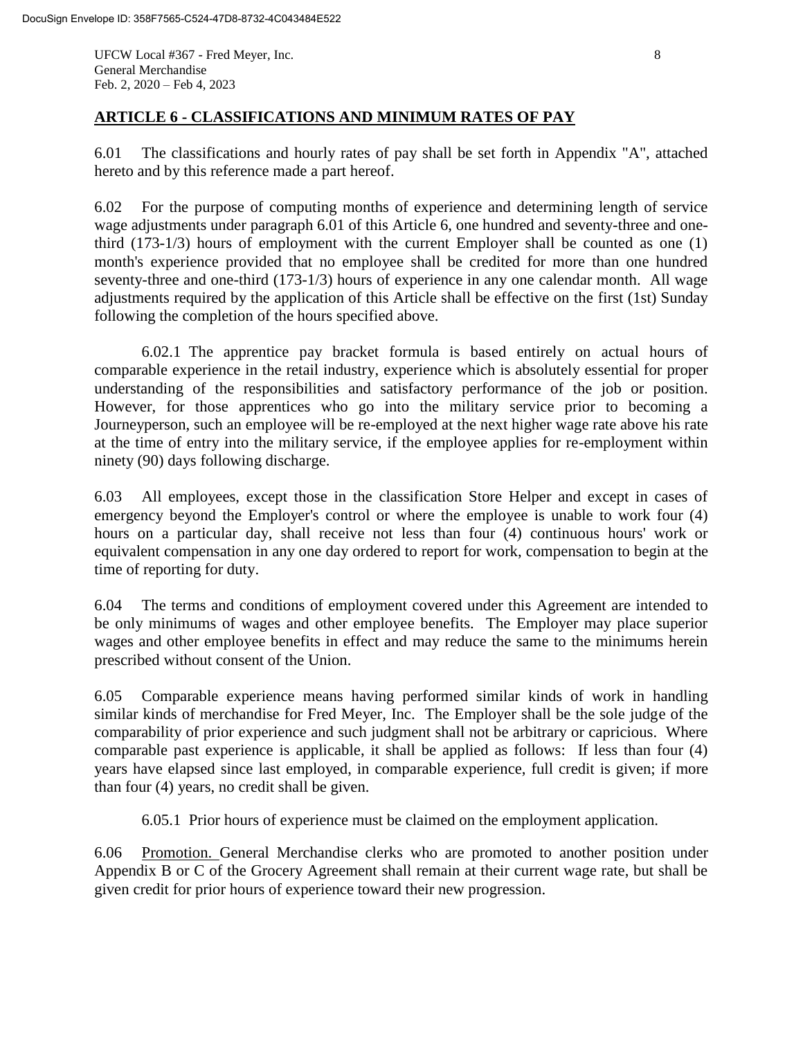## ARTICLE 6 - CLASSIFICATIONS AND MINIMUM RATES OF PAY

6.01 The classifications and hourly rates of pay shall be set forth in Appendix "A", attached hereto and by this reference made a part hereof.

6.02 For the purpose of computing months of experience and determining length of service wage adjustments under paragraph 6.01 of this Article 6, one hundred and seventy-three and one-third (173-1/3) hours of employment with the current Employer shall be counted as one (1) month's experience provided that no employee shall be credited for more than one hundred seventy-three and one-third (173-1/3) hours of experience in any one calendar month. All wage adjustments required by the application of this Article shall be effective on the first (1st) Sunday following the completion of the hours specified above.

6.02.1 The apprentice pay bracket formula is based entirely on actual hours of comparable experience in the retail industry, experience which is absolutely essential for proper understanding of the responsibilities and satisfactory performance of the job or position. However, for those apprentices who go into the military service prior to becoming a Journeyperson, such an employee will be re-employed at the next higher wage rate above his rate at the time of entry into the military service, if the employee applies for re-employment within ninety (90) days following discharge.

6.03 All employees, except those in the classification Store Helper and except in cases of emergency beyond the Employer's control or where the employee is unable to work four (4) hours on a particular day, shall receive not less than four (4) continuous hours' work or equivalent compensation in any one day ordered to report for work, compensation to begin at the time of reporting for duty.

6.04 The terms and conditions of employment covered under this Agreement are intended to be only minimums of wages and other employee benefits. The Employer may place superior wages and other employee benefits in effect and may reduce the same to the minimums herein prescribed without consent of the Union.

6.05 Comparable experience means having performed similar kinds of work in handling similar kinds of merchandise for Fred Meyer, Inc. The Employer shall be the sole judge of the comparability of prior experience and such judgment shall not be arbitrary or capricious. Where comparable past experience is applicable, it shall be applied as follows: If less than four (4) years have elapsed since last employed, in comparable experience, full credit is given; if more than four (4) years, no credit shall be given.

6.05.1 Prior hours of experience must be claimed on the employment application.

6.06 Promotion. General Merchandise clerks who are promoted to another position under Appendix B or C of the Grocery Agreement shall remain at their current wage rate, but shall be given credit for prior hours of experience toward their new progression.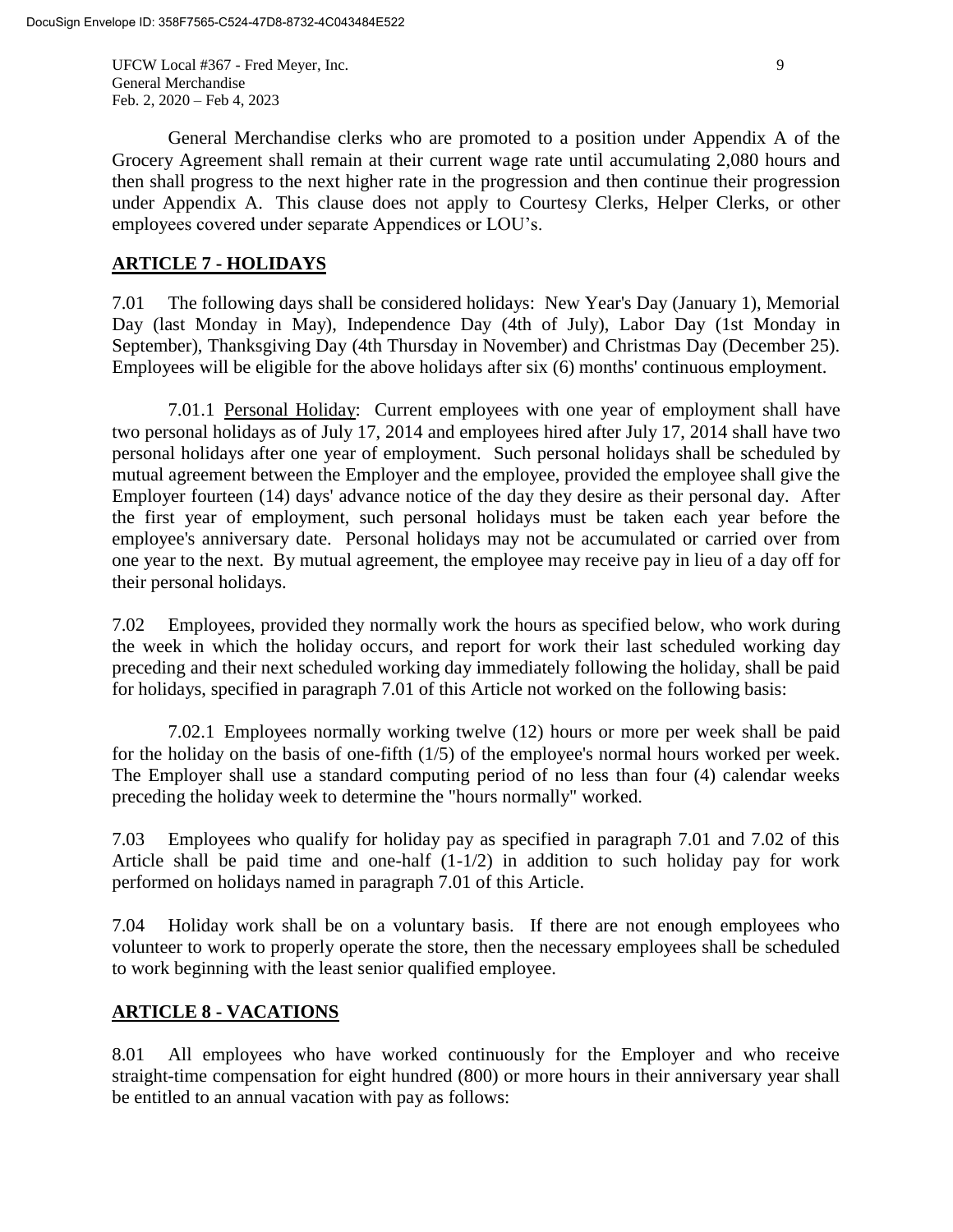General Merchandise clerks who are promoted to a position under Appendix A of the Grocery Agreement shall remain at their current wage rate until accumulating 2,080 hours and then shall progress to the next higher rate in the progression and then continue their progression under Appendix A. This clause does not apply to Courtesy Clerks, Helper Clerks, or other employees covered under separate Appendices or LOU's.

## ARTICLE 7 - HOLIDAYS

7.01 The following days shall be considered holidays: New Year's Day (January 1), Memorial Day (last Monday in May), Independence Day (4th of July), Labor Day (1st Monday in September), Thanksgiving Day (4th Thursday in November) and Christmas Day (December 25). Employees will be eligible for the above holidays after six (6) months' continuous employment.

7.01.1 Personal Holiday: Current employees with one year of employment shall have two personal holidays as of July 17, 2014 and employees hired after July 17, 2014 shall have two personal holidays after one year of employment. Such personal holidays shall be scheduled by mutual agreement between the Employer and the employee, provided the employee shall give the Employer fourteen (14) days' advance notice of the day they desire as their personal day. After the first year of employment, such personal holidays must be taken each year before the employee's anniversary date. Personal holidays may not be accumulated or carried over from one year to the next. By mutual agreement, the employee may receive pay in lieu of a day off for their personal holidays.

7.02 Employees, provided they normally work the hours as specified below, who work during the week in which the holiday occurs, and report for work their last scheduled working day preceding and their next scheduled working day immediately following the holiday, shall be paid for holidays, specified in paragraph 7.01 of this Article not worked on the following basis:

7.02.1 Employees normally working twelve (12) hours or more per week shall be paid for the holiday on the basis of one-fifth (1/5) of the employee's normal hours worked per week. The Employer shall use a standard computing period of no less than four (4) calendar weeks preceding the holiday week to determine the "hours normally" worked.

7.03 Employees who qualify for holiday pay as specified in paragraph 7.01 and 7.02 of this Article shall be paid time and one-half (1-1/2) in addition to such holiday pay for work performed on holidays named in paragraph 7.01 of this Article.

7.04 Holiday work shall be on a voluntary basis. If there are not enough employees who volunteer to work to properly operate the store, then the necessary employees shall be scheduled to work beginning with the least senior qualified employee.

## ARTICLE 8 - VACATIONS

8.01 All employees who have worked continuously for the Employer and who receive straight-time compensation for eight hundred (800) or more hours in their anniversary year shall be entitled to an annual vacation with pay as follows: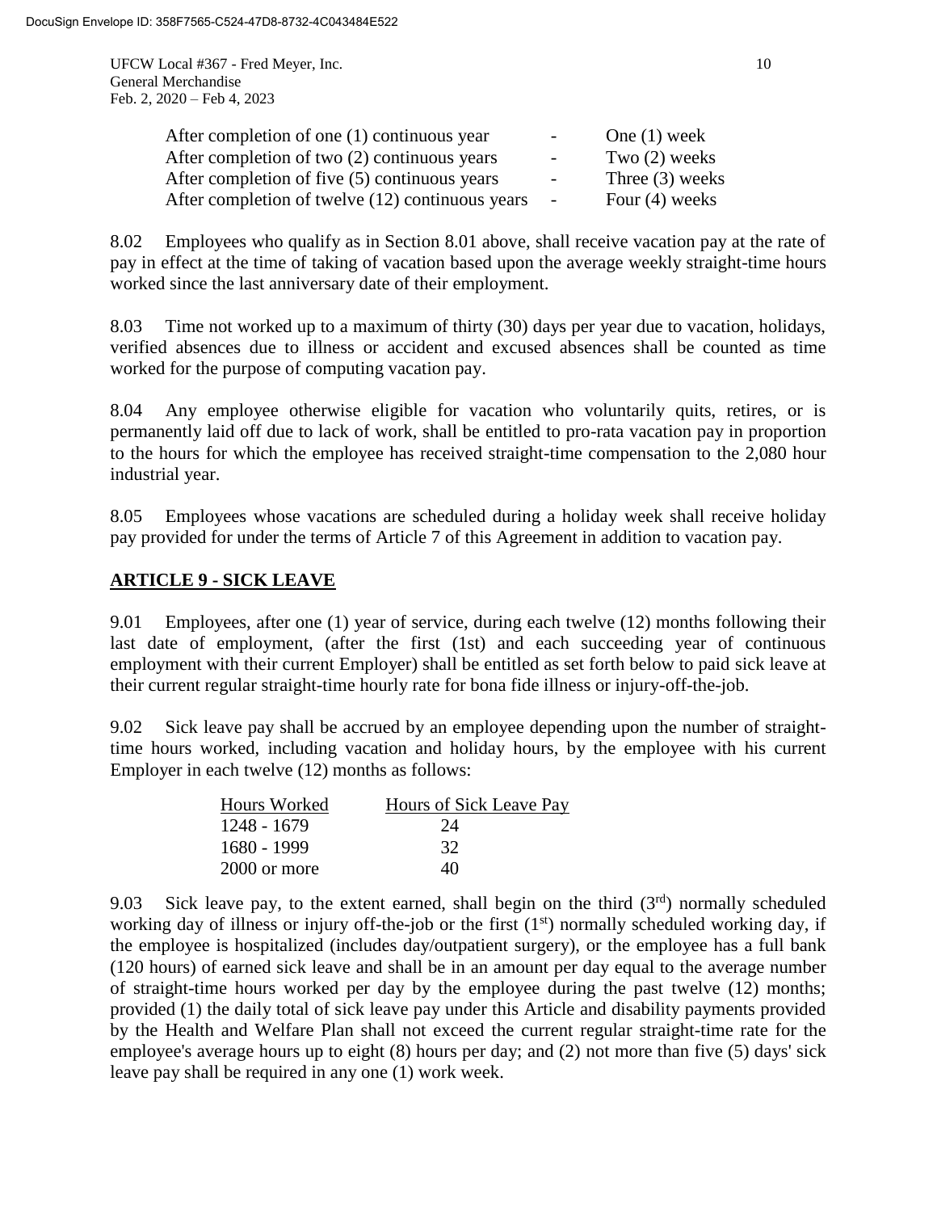| | | |
|---|---|---|
| After completion of one (1) continuous year | - | One (1) week |
| After completion of two (2) continuous years | - | Two (2) weeks |
| After completion of five (5) continuous years | - | Three (3) weeks |
| After completion of twelve (12) continuous years | - | Four (4) weeks |

8.02 Employees who qualify as in Section 8.01 above, shall receive vacation pay at the rate of pay in effect at the time of taking of vacation based upon the average weekly straight-time hours worked since the last anniversary date of their employment.

8.03 Time not worked up to a maximum of thirty (30) days per year due to vacation, holidays, verified absences due to illness or accident and excused absences shall be counted as time worked for the purpose of computing vacation pay.

8.04 Any employee otherwise eligible for vacation who voluntarily quits, retires, or is permanently laid off due to lack of work, shall be entitled to pro-rata vacation pay in proportion to the hours for which the employee has received straight-time compensation to the 2,080 hour industrial year.

8.05 Employees whose vacations are scheduled during a holiday week shall receive holiday pay provided for under the terms of Article 7 of this Agreement in addition to vacation pay.

## ARTICLE 9 - SICK LEAVE

9.01 Employees, after one (1) year of service, during each twelve (12) months following their last date of employment, (after the first (1st) and each succeeding year of continuous employment with their current Employer) shall be entitled as set forth below to paid sick leave at their current regular straight-time hourly rate for bona fide illness or injury-off-the-job.

9.02 Sick leave pay shall be accrued by an employee depending upon the number of straight-time hours worked, including vacation and holiday hours, by the employee with his current Employer in each twelve (12) months as follows:

| Hours Worked | Hours of Sick Leave Pay |
|---|---|
| 1248 - 1679 | 24 |
| 1680 - 1999 | 32 |
| 2000 or more | 40 |

9.03 Sick leave pay, to the extent earned, shall begin on the third (3rd) normally scheduled working day of illness or injury off-the-job or the first (1st) normally scheduled working day, if the employee is hospitalized (includes day/outpatient surgery), or the employee has a full bank (120 hours) of earned sick leave and shall be in an amount per day equal to the average number of straight-time hours worked per day by the employee during the past twelve (12) months; provided (1) the daily total of sick leave pay under this Article and disability payments provided by the Health and Welfare Plan shall not exceed the current regular straight-time rate for the employee's average hours up to eight (8) hours per day; and (2) not more than five (5) days' sick leave pay shall be required in any one (1) work week.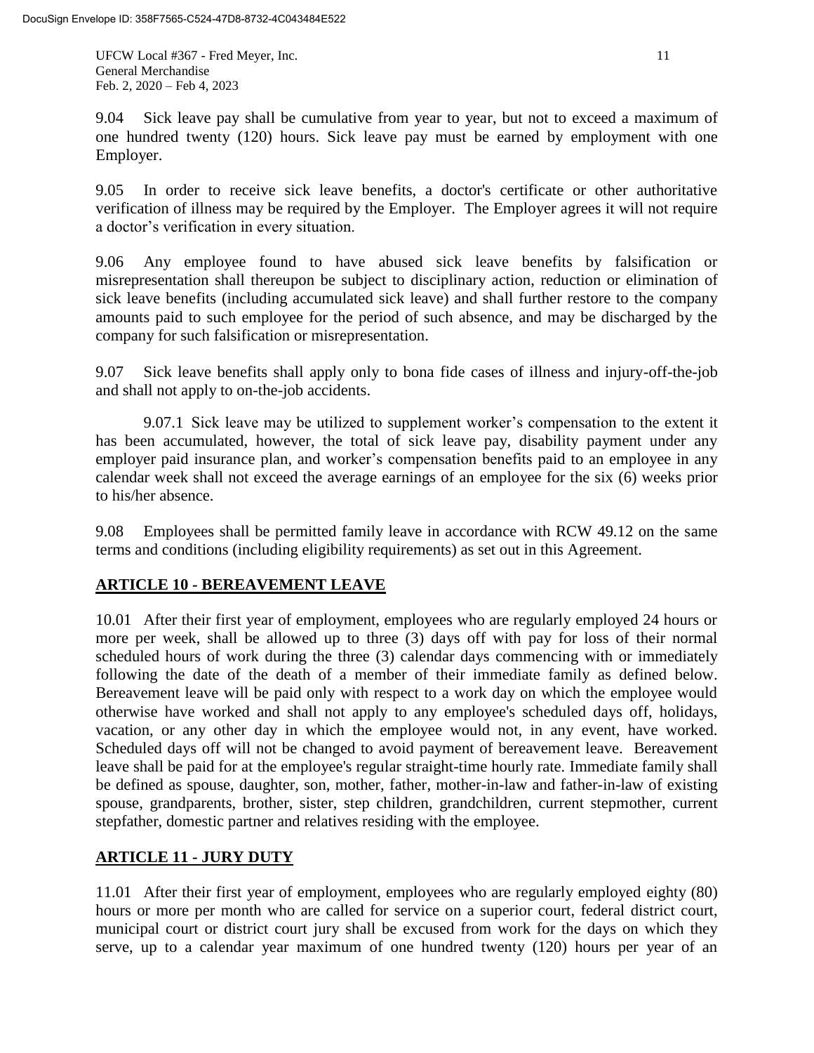9.04 Sick leave pay shall be cumulative from year to year, but not to exceed a maximum of one hundred twenty (120) hours. Sick leave pay must be earned by employment with one Employer.

9.05 In order to receive sick leave benefits, a doctor's certificate or other authoritative verification of illness may be required by the Employer. The Employer agrees it will not require a doctor's verification in every situation.

9.06 Any employee found to have abused sick leave benefits by falsification or misrepresentation shall thereupon be subject to disciplinary action, reduction or elimination of sick leave benefits (including accumulated sick leave) and shall further restore to the company amounts paid to such employee for the period of such absence, and may be discharged by the company for such falsification or misrepresentation.

9.07 Sick leave benefits shall apply only to bona fide cases of illness and injury-off-the-job and shall not apply to on-the-job accidents.

9.07.1 Sick leave may be utilized to supplement worker's compensation to the extent it has been accumulated, however, the total of sick leave pay, disability payment under any employer paid insurance plan, and worker's compensation benefits paid to an employee in any calendar week shall not exceed the average earnings of an employee for the six (6) weeks prior to his/her absence.

9.08 Employees shall be permitted family leave in accordance with RCW 49.12 on the same terms and conditions (including eligibility requirements) as set out in this Agreement.

## ARTICLE 10 - BEREAVEMENT LEAVE

10.01 After their first year of employment, employees who are regularly employed 24 hours or more per week, shall be allowed up to three (3) days off with pay for loss of their normal scheduled hours of work during the three (3) calendar days commencing with or immediately following the date of the death of a member of their immediate family as defined below. Bereavement leave will be paid only with respect to a work day on which the employee would otherwise have worked and shall not apply to any employee's scheduled days off, holidays, vacation, or any other day in which the employee would not, in any event, have worked. Scheduled days off will not be changed to avoid payment of bereavement leave. Bereavement leave shall be paid for at the employee's regular straight-time hourly rate. Immediate family shall be defined as spouse, daughter, son, mother, father, mother-in-law and father-in-law of existing spouse, grandparents, brother, sister, step children, grandchildren, current stepmother, current stepfather, domestic partner and relatives residing with the employee.

## ARTICLE 11 - JURY DUTY

11.01 After their first year of employment, employees who are regularly employed eighty (80) hours or more per month who are called for service on a superior court, federal district court, municipal court or district court jury shall be excused from work for the days on which they serve, up to a calendar year maximum of one hundred twenty (120) hours per year of an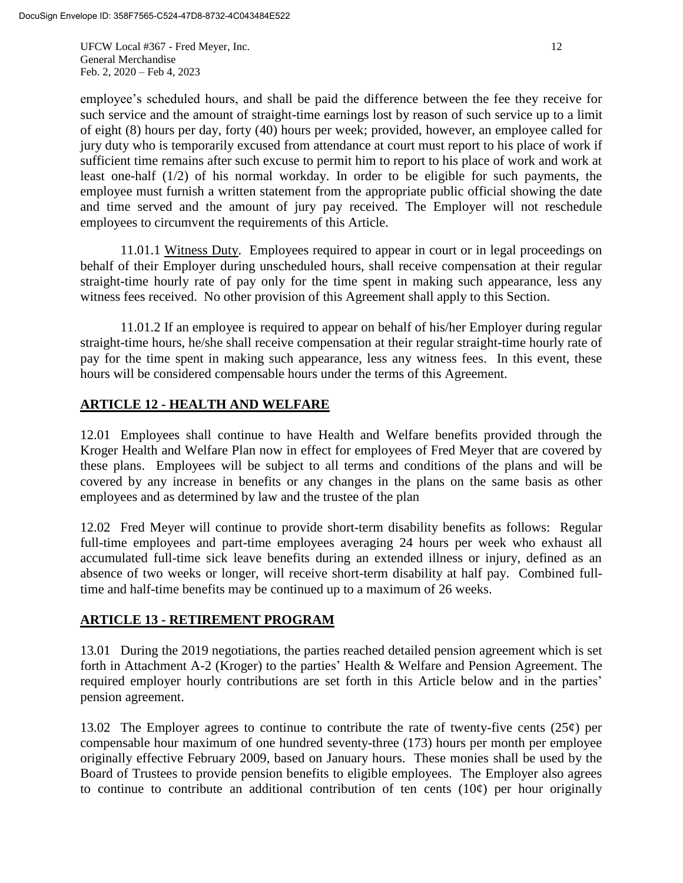employee's scheduled hours, and shall be paid the difference between the fee they receive for such service and the amount of straight-time earnings lost by reason of such service up to a limit of eight (8) hours per day, forty (40) hours per week; provided, however, an employee called for jury duty who is temporarily excused from attendance at court must report to his place of work if sufficient time remains after such excuse to permit him to report to his place of work and work at least one-half (1/2) of his normal workday. In order to be eligible for such payments, the employee must furnish a written statement from the appropriate public official showing the date and time served and the amount of jury pay received. The Employer will not reschedule employees to circumvent the requirements of this Article.

11.01.1 Witness Duty. Employees required to appear in court or in legal proceedings on behalf of their Employer during unscheduled hours, shall receive compensation at their regular straight-time hourly rate of pay only for the time spent in making such appearance, less any witness fees received. No other provision of this Agreement shall apply to this Section.

11.01.2 If an employee is required to appear on behalf of his/her Employer during regular straight-time hours, he/she shall receive compensation at their regular straight-time hourly rate of pay for the time spent in making such appearance, less any witness fees. In this event, these hours will be considered compensable hours under the terms of this Agreement.

## ARTICLE 12 - HEALTH AND WELFARE

12.01 Employees shall continue to have Health and Welfare benefits provided through the Kroger Health and Welfare Plan now in effect for employees of Fred Meyer that are covered by these plans. Employees will be subject to all terms and conditions of the plans and will be covered by any increase in benefits or any changes in the plans on the same basis as other employees and as determined by law and the trustee of the plan

12.02 Fred Meyer will continue to provide short-term disability benefits as follows: Regular full-time employees and part-time employees averaging 24 hours per week who exhaust all accumulated full-time sick leave benefits during an extended illness or injury, defined as an absence of two weeks or longer, will receive short-term disability at half pay. Combined full-time and half-time benefits may be continued up to a maximum of 26 weeks.

## ARTICLE 13 - RETIREMENT PROGRAM

13.01 During the 2019 negotiations, the parties reached detailed pension agreement which is set forth in Attachment A-2 (Kroger) to the parties' Health & Welfare and Pension Agreement. The required employer hourly contributions are set forth in this Article below and in the parties' pension agreement.

13.02 The Employer agrees to continue to contribute the rate of twenty-five cents (25¢) per compensable hour maximum of one hundred seventy-three (173) hours per month per employee originally effective February 2009, based on January hours. These monies shall be used by the Board of Trustees to provide pension benefits to eligible employees. The Employer also agrees to continue to contribute an additional contribution of ten cents (10¢) per hour originally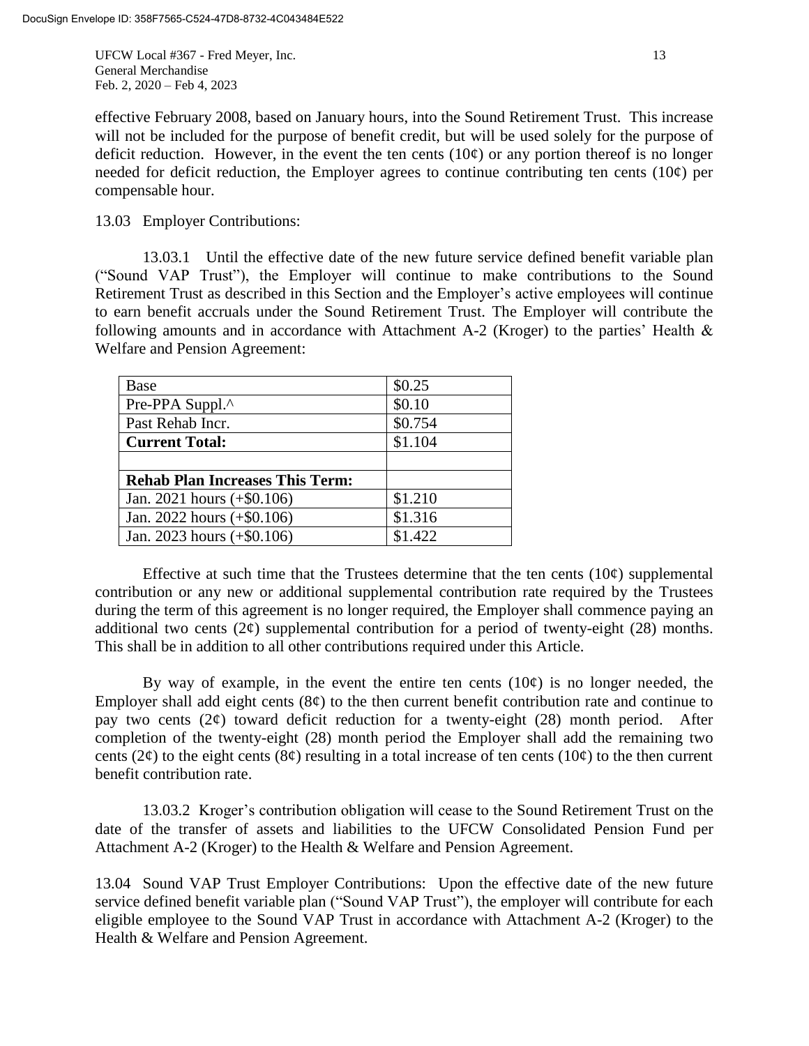effective February 2008, based on January hours, into the Sound Retirement Trust. This increase will not be included for the purpose of benefit credit, but will be used solely for the purpose of deficit reduction. However, in the event the ten cents (10¢) or any portion thereof is no longer needed for deficit reduction, the Employer agrees to continue contributing ten cents (10¢) per compensable hour.

13.03 Employer Contributions:

13.03.1 Until the effective date of the new future service defined benefit variable plan ("Sound VAP Trust"), the Employer will continue to make contributions to the Sound Retirement Trust as described in this Section and the Employer's active employees will continue to earn benefit accruals under the Sound Retirement Trust. The Employer will contribute the following amounts and in accordance with Attachment A-2 (Kroger) to the parties' Health & Welfare and Pension Agreement:

| Base | $0.25 |
|---|---|
| Pre-PPA Suppl.^ | $0.10 |
| Past Rehab Incr. | $0.754 |
| **Current Total:** | $1.104 |
| | |
| **Rehab Plan Increases This Term:** | |
| Jan. 2021 hours (+$0.106) | $1.210 |
| Jan. 2022 hours (+$0.106) | $1.316 |
| Jan. 2023 hours (+$0.106) | $1.422 |

Effective at such time that the Trustees determine that the ten cents (10¢) supplemental contribution or any new or additional supplemental contribution rate required by the Trustees during the term of this agreement is no longer required, the Employer shall commence paying an additional two cents (2¢) supplemental contribution for a period of twenty-eight (28) months. This shall be in addition to all other contributions required under this Article.

By way of example, in the event the entire ten cents (10¢) is no longer needed, the Employer shall add eight cents (8¢) to the then current benefit contribution rate and continue to pay two cents (2¢) toward deficit reduction for a twenty-eight (28) month period. After completion of the twenty-eight (28) month period the Employer shall add the remaining two cents (2¢) to the eight cents (8¢) resulting in a total increase of ten cents (10¢) to the then current benefit contribution rate.

13.03.2 Kroger's contribution obligation will cease to the Sound Retirement Trust on the date of the transfer of assets and liabilities to the UFCW Consolidated Pension Fund per Attachment A-2 (Kroger) to the Health & Welfare and Pension Agreement.

13.04 Sound VAP Trust Employer Contributions: Upon the effective date of the new future service defined benefit variable plan ("Sound VAP Trust"), the employer will contribute for each eligible employee to the Sound VAP Trust in accordance with Attachment A-2 (Kroger) to the Health & Welfare and Pension Agreement.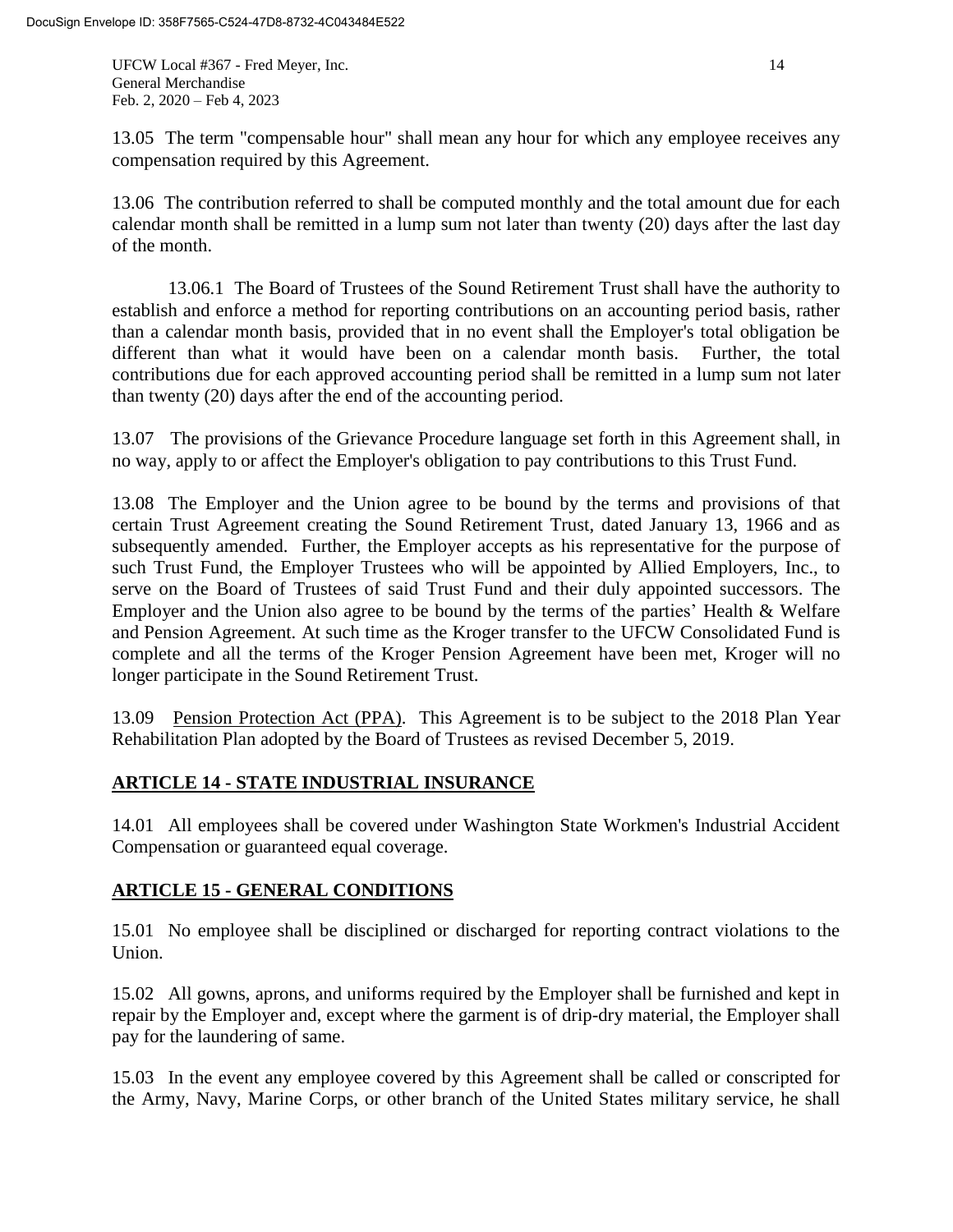13.05 The term "compensable hour" shall mean any hour for which any employee receives any compensation required by this Agreement.

13.06 The contribution referred to shall be computed monthly and the total amount due for each calendar month shall be remitted in a lump sum not later than twenty (20) days after the last day of the month.

13.06.1 The Board of Trustees of the Sound Retirement Trust shall have the authority to establish and enforce a method for reporting contributions on an accounting period basis, rather than a calendar month basis, provided that in no event shall the Employer's total obligation be different than what it would have been on a calendar month basis. Further, the total contributions due for each approved accounting period shall be remitted in a lump sum not later than twenty (20) days after the end of the accounting period.

13.07 The provisions of the Grievance Procedure language set forth in this Agreement shall, in no way, apply to or affect the Employer's obligation to pay contributions to this Trust Fund.

13.08 The Employer and the Union agree to be bound by the terms and provisions of that certain Trust Agreement creating the Sound Retirement Trust, dated January 13, 1966 and as subsequently amended. Further, the Employer accepts as his representative for the purpose of such Trust Fund, the Employer Trustees who will be appointed by Allied Employers, Inc., to serve on the Board of Trustees of said Trust Fund and their duly appointed successors. The Employer and the Union also agree to be bound by the terms of the parties' Health & Welfare and Pension Agreement. At such time as the Kroger transfer to the UFCW Consolidated Fund is complete and all the terms of the Kroger Pension Agreement have been met, Kroger will no longer participate in the Sound Retirement Trust.

13.09 Pension Protection Act (PPA). This Agreement is to be subject to the 2018 Plan Year Rehabilitation Plan adopted by the Board of Trustees as revised December 5, 2019.

## ARTICLE 14 - STATE INDUSTRIAL INSURANCE

14.01 All employees shall be covered under Washington State Workmen's Industrial Accident Compensation or guaranteed equal coverage.

## ARTICLE 15 - GENERAL CONDITIONS

15.01 No employee shall be disciplined or discharged for reporting contract violations to the Union.

15.02 All gowns, aprons, and uniforms required by the Employer shall be furnished and kept in repair by the Employer and, except where the garment is of drip-dry material, the Employer shall pay for the laundering of same.

15.03 In the event any employee covered by this Agreement shall be called or conscripted for the Army, Navy, Marine Corps, or other branch of the United States military service, he shall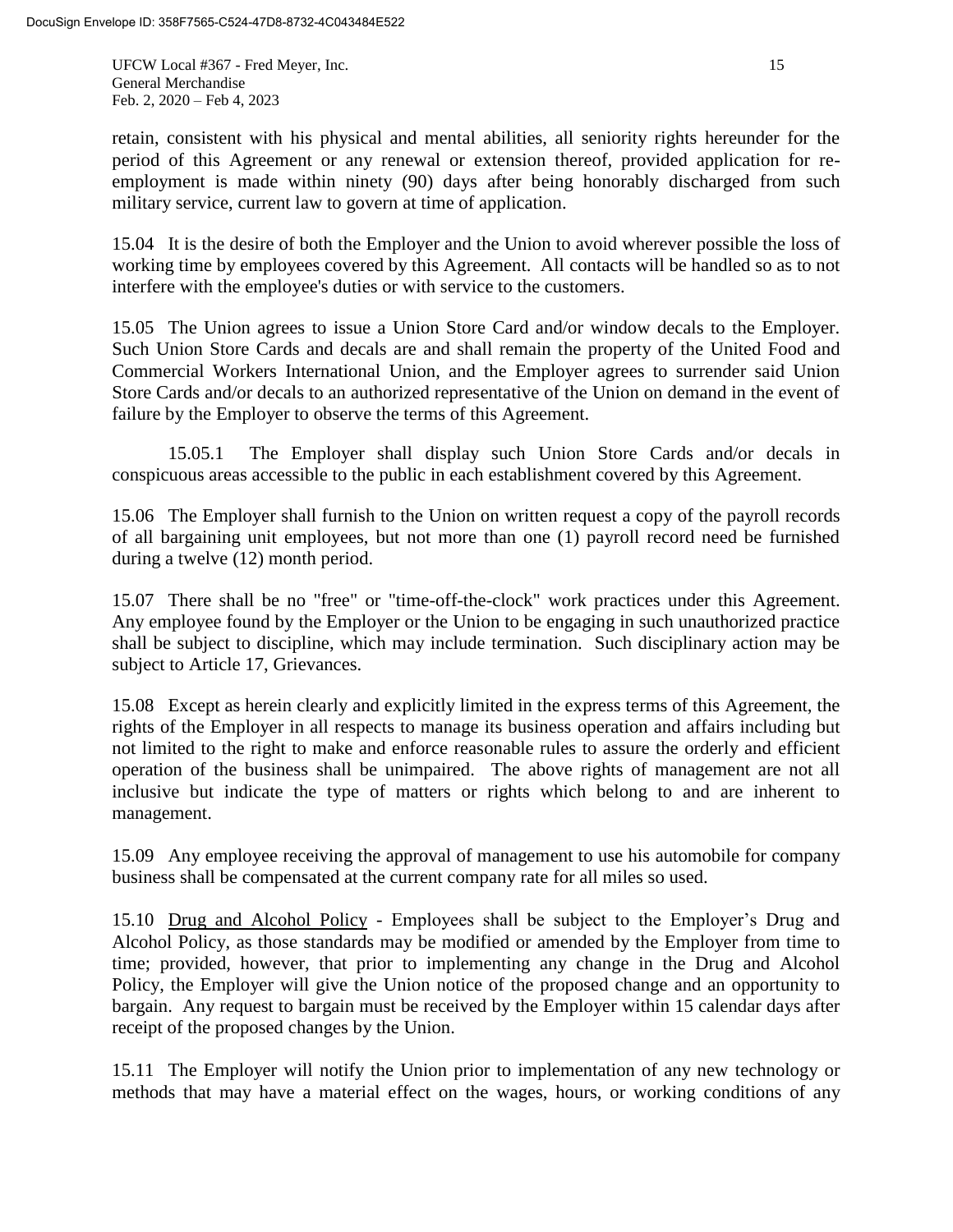retain, consistent with his physical and mental abilities, all seniority rights hereunder for the period of this Agreement or any renewal or extension thereof, provided application for re-employment is made within ninety (90) days after being honorably discharged from such military service, current law to govern at time of application.

15.04 It is the desire of both the Employer and the Union to avoid wherever possible the loss of working time by employees covered by this Agreement. All contacts will be handled so as to not interfere with the employee's duties or with service to the customers.

15.05 The Union agrees to issue a Union Store Card and/or window decals to the Employer. Such Union Store Cards and decals are and shall remain the property of the United Food and Commercial Workers International Union, and the Employer agrees to surrender said Union Store Cards and/or decals to an authorized representative of the Union on demand in the event of failure by the Employer to observe the terms of this Agreement.

15.05.1 The Employer shall display such Union Store Cards and/or decals in conspicuous areas accessible to the public in each establishment covered by this Agreement.

15.06 The Employer shall furnish to the Union on written request a copy of the payroll records of all bargaining unit employees, but not more than one (1) payroll record need be furnished during a twelve (12) month period.

15.07 There shall be no "free" or "time-off-the-clock" work practices under this Agreement. Any employee found by the Employer or the Union to be engaging in such unauthorized practice shall be subject to discipline, which may include termination. Such disciplinary action may be subject to Article 17, Grievances.

15.08 Except as herein clearly and explicitly limited in the express terms of this Agreement, the rights of the Employer in all respects to manage its business operation and affairs including but not limited to the right to make and enforce reasonable rules to assure the orderly and efficient operation of the business shall be unimpaired. The above rights of management are not all inclusive but indicate the type of matters or rights which belong to and are inherent to management.

15.09 Any employee receiving the approval of management to use his automobile for company business shall be compensated at the current company rate for all miles so used.

15.10 Drug and Alcohol Policy - Employees shall be subject to the Employer's Drug and Alcohol Policy, as those standards may be modified or amended by the Employer from time to time; provided, however, that prior to implementing any change in the Drug and Alcohol Policy, the Employer will give the Union notice of the proposed change and an opportunity to bargain. Any request to bargain must be received by the Employer within 15 calendar days after receipt of the proposed changes by the Union.

15.11 The Employer will notify the Union prior to implementation of any new technology or methods that may have a material effect on the wages, hours, or working conditions of any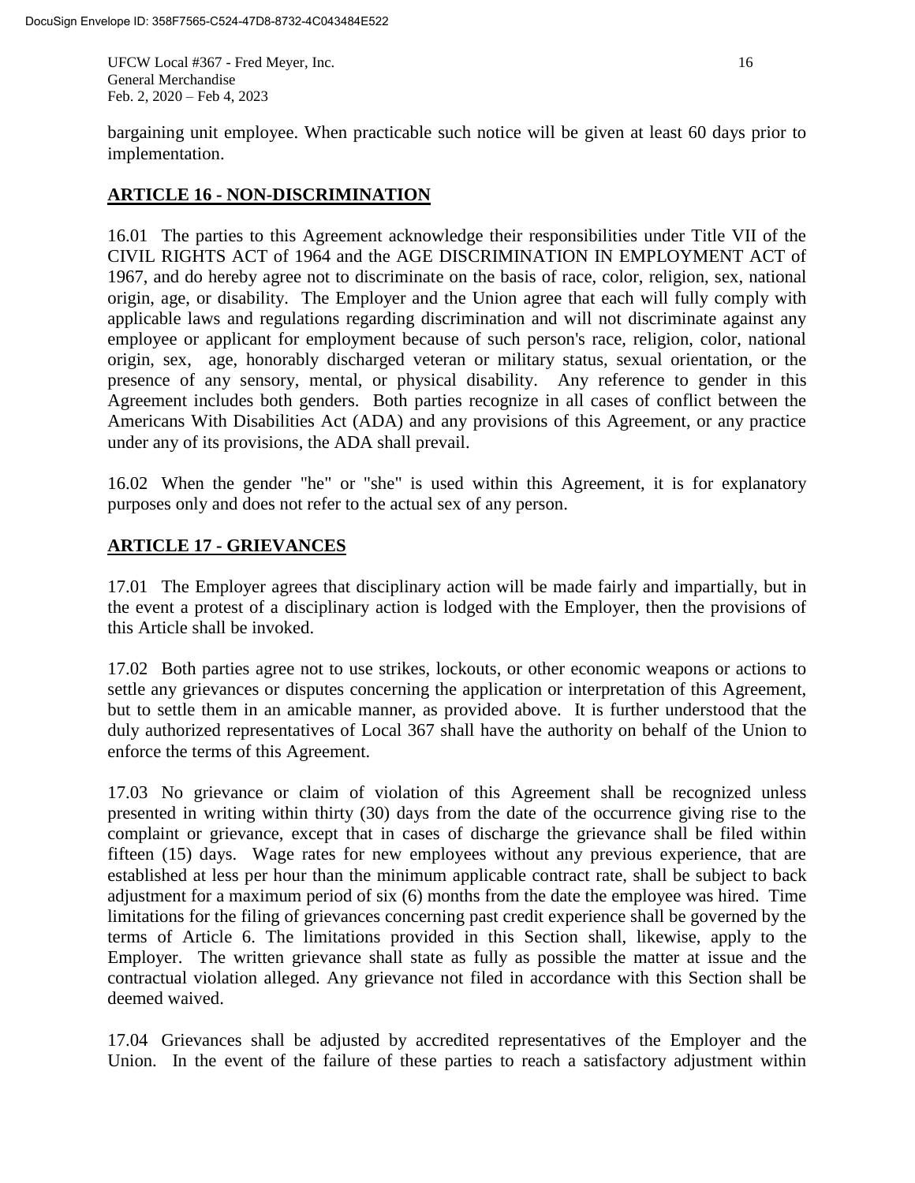bargaining unit employee. When practicable such notice will be given at least 60 days prior to implementation.

## ARTICLE 16 - NON-DISCRIMINATION

16.01 The parties to this Agreement acknowledge their responsibilities under Title VII of the CIVIL RIGHTS ACT of 1964 and the AGE DISCRIMINATION IN EMPLOYMENT ACT of 1967, and do hereby agree not to discriminate on the basis of race, color, religion, sex, national origin, age, or disability. The Employer and the Union agree that each will fully comply with applicable laws and regulations regarding discrimination and will not discriminate against any employee or applicant for employment because of such person's race, religion, color, national origin, sex, age, honorably discharged veteran or military status, sexual orientation, or the presence of any sensory, mental, or physical disability. Any reference to gender in this Agreement includes both genders. Both parties recognize in all cases of conflict between the Americans With Disabilities Act (ADA) and any provisions of this Agreement, or any practice under any of its provisions, the ADA shall prevail.

16.02 When the gender "he" or "she" is used within this Agreement, it is for explanatory purposes only and does not refer to the actual sex of any person.

## ARTICLE 17 - GRIEVANCES

17.01 The Employer agrees that disciplinary action will be made fairly and impartially, but in the event a protest of a disciplinary action is lodged with the Employer, then the provisions of this Article shall be invoked.

17.02 Both parties agree not to use strikes, lockouts, or other economic weapons or actions to settle any grievances or disputes concerning the application or interpretation of this Agreement, but to settle them in an amicable manner, as provided above. It is further understood that the duly authorized representatives of Local 367 shall have the authority on behalf of the Union to enforce the terms of this Agreement.

17.03 No grievance or claim of violation of this Agreement shall be recognized unless presented in writing within thirty (30) days from the date of the occurrence giving rise to the complaint or grievance, except that in cases of discharge the grievance shall be filed within fifteen (15) days. Wage rates for new employees without any previous experience, that are established at less per hour than the minimum applicable contract rate, shall be subject to back adjustment for a maximum period of six (6) months from the date the employee was hired. Time limitations for the filing of grievances concerning past credit experience shall be governed by the terms of Article 6. The limitations provided in this Section shall, likewise, apply to the Employer. The written grievance shall state as fully as possible the matter at issue and the contractual violation alleged. Any grievance not filed in accordance with this Section shall be deemed waived.

17.04 Grievances shall be adjusted by accredited representatives of the Employer and the Union. In the event of the failure of these parties to reach a satisfactory adjustment within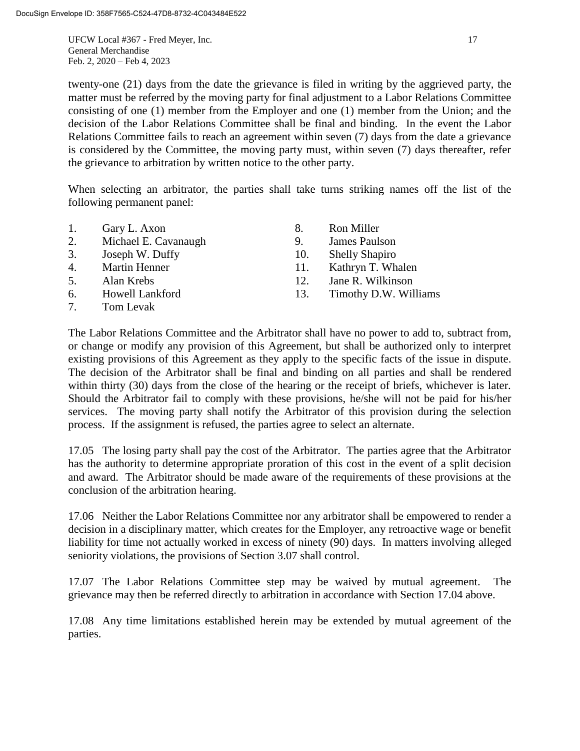twenty-one (21) days from the date the grievance is filed in writing by the aggrieved party, the matter must be referred by the moving party for final adjustment to a Labor Relations Committee consisting of one (1) member from the Employer and one (1) member from the Union; and the decision of the Labor Relations Committee shall be final and binding. In the event the Labor Relations Committee fails to reach an agreement within seven (7) days from the date a grievance is considered by the Committee, the moving party must, within seven (7) days thereafter, refer the grievance to arbitration by written notice to the other party.

When selecting an arbitrator, the parties shall take turns striking names off the list of the following permanent panel:

1. Gary L. Axon
2. Michael E. Cavanaugh
3. Joseph W. Duffy
4. Martin Henner
5. Alan Krebs
6. Howell Lankford
7. Tom Levak
8. Ron Miller
9. James Paulson
10. Shelly Shapiro
11. Kathryn T. Whalen
12. Jane R. Wilkinson
13. Timothy D.W. Williams

The Labor Relations Committee and the Arbitrator shall have no power to add to, subtract from, or change or modify any provision of this Agreement, but shall be authorized only to interpret existing provisions of this Agreement as they apply to the specific facts of the issue in dispute. The decision of the Arbitrator shall be final and binding on all parties and shall be rendered within thirty (30) days from the close of the hearing or the receipt of briefs, whichever is later. Should the Arbitrator fail to comply with these provisions, he/she will not be paid for his/her services. The moving party shall notify the Arbitrator of this provision during the selection process. If the assignment is refused, the parties agree to select an alternate.

17.05 The losing party shall pay the cost of the Arbitrator. The parties agree that the Arbitrator has the authority to determine appropriate proration of this cost in the event of a split decision and award. The Arbitrator should be made aware of the requirements of these provisions at the conclusion of the arbitration hearing.

17.06 Neither the Labor Relations Committee nor any arbitrator shall be empowered to render a decision in a disciplinary matter, which creates for the Employer, any retroactive wage or benefit liability for time not actually worked in excess of ninety (90) days. In matters involving alleged seniority violations, the provisions of Section 3.07 shall control.

17.07 The Labor Relations Committee step may be waived by mutual agreement. The grievance may then be referred directly to arbitration in accordance with Section 17.04 above.

17.08 Any time limitations established herein may be extended by mutual agreement of the parties.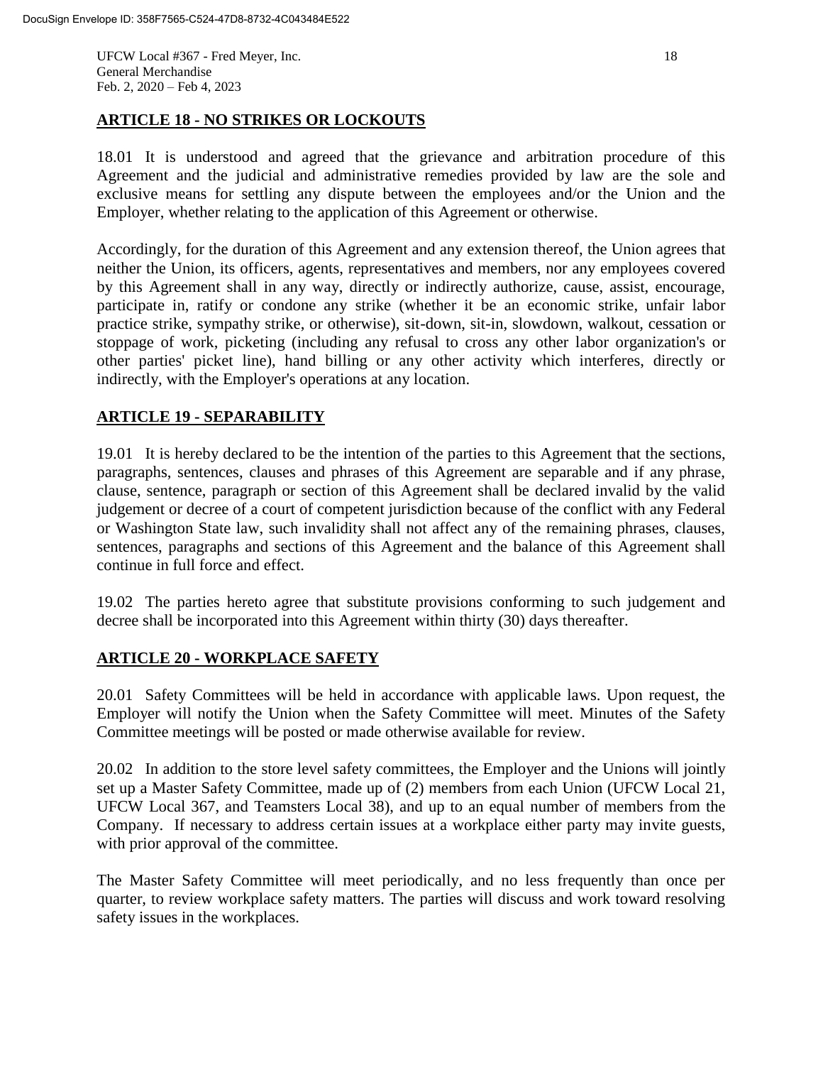## ARTICLE 18 - NO STRIKES OR LOCKOUTS

18.01 It is understood and agreed that the grievance and arbitration procedure of this Agreement and the judicial and administrative remedies provided by law are the sole and exclusive means for settling any dispute between the employees and/or the Union and the Employer, whether relating to the application of this Agreement or otherwise.

Accordingly, for the duration of this Agreement and any extension thereof, the Union agrees that neither the Union, its officers, agents, representatives and members, nor any employees covered by this Agreement shall in any way, directly or indirectly authorize, cause, assist, encourage, participate in, ratify or condone any strike (whether it be an economic strike, unfair labor practice strike, sympathy strike, or otherwise), sit-down, sit-in, slowdown, walkout, cessation or stoppage of work, picketing (including any refusal to cross any other labor organization's or other parties' picket line), hand billing or any other activity which interferes, directly or indirectly, with the Employer's operations at any location.

## ARTICLE 19 - SEPARABILITY

19.01 It is hereby declared to be the intention of the parties to this Agreement that the sections, paragraphs, sentences, clauses and phrases of this Agreement are separable and if any phrase, clause, sentence, paragraph or section of this Agreement shall be declared invalid by the valid judgement or decree of a court of competent jurisdiction because of the conflict with any Federal or Washington State law, such invalidity shall not affect any of the remaining phrases, clauses, sentences, paragraphs and sections of this Agreement and the balance of this Agreement shall continue in full force and effect.

19.02 The parties hereto agree that substitute provisions conforming to such judgement and decree shall be incorporated into this Agreement within thirty (30) days thereafter.

## ARTICLE 20 - WORKPLACE SAFETY

20.01 Safety Committees will be held in accordance with applicable laws. Upon request, the Employer will notify the Union when the Safety Committee will meet. Minutes of the Safety Committee meetings will be posted or made otherwise available for review.

20.02 In addition to the store level safety committees, the Employer and the Unions will jointly set up a Master Safety Committee, made up of (2) members from each Union (UFCW Local 21, UFCW Local 367, and Teamsters Local 38), and up to an equal number of members from the Company. If necessary to address certain issues at a workplace either party may invite guests, with prior approval of the committee.

The Master Safety Committee will meet periodically, and no less frequently than once per quarter, to review workplace safety matters. The parties will discuss and work toward resolving safety issues in the workplaces.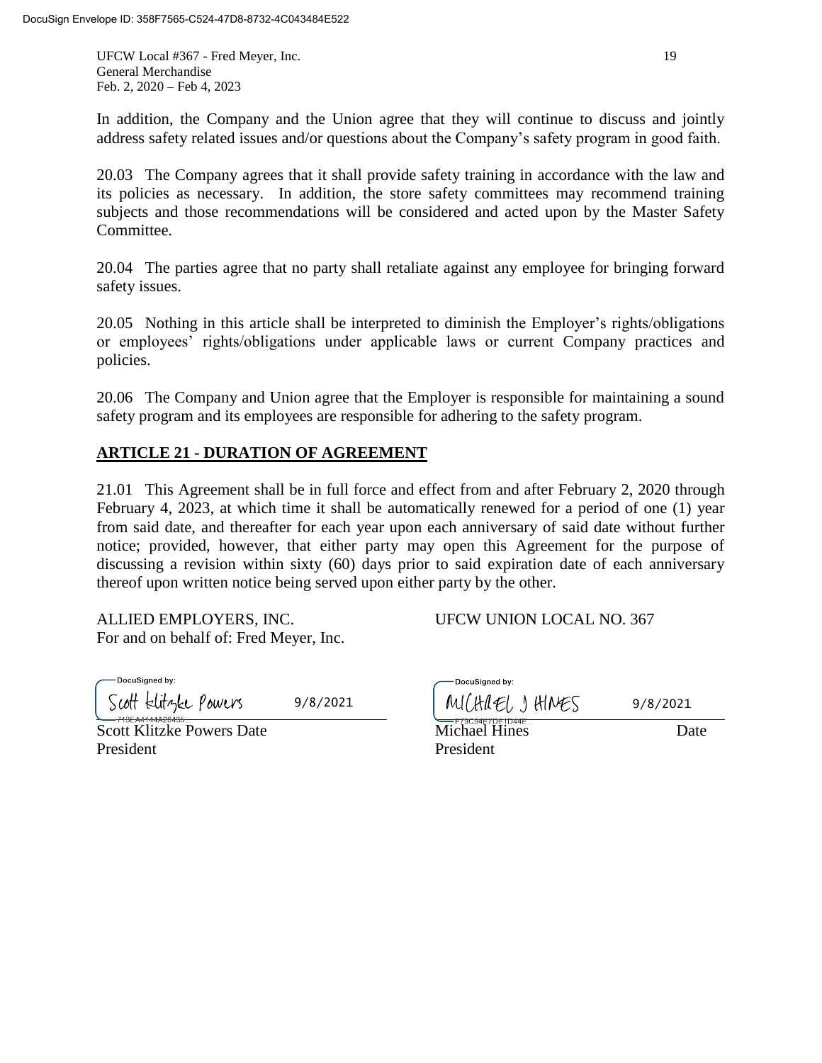In addition, the Company and the Union agree that they will continue to discuss and jointly address safety related issues and/or questions about the Company's safety program in good faith.

20.03 The Company agrees that it shall provide safety training in accordance with the law and its policies as necessary. In addition, the store safety committees may recommend training subjects and those recommendations will be considered and acted upon by the Master Safety Committee.

20.04 The parties agree that no party shall retaliate against any employee for bringing forward safety issues.

20.05 Nothing in this article shall be interpreted to diminish the Employer's rights/obligations or employees' rights/obligations under applicable laws or current Company practices and policies.

20.06 The Company and Union agree that the Employer is responsible for maintaining a sound safety program and its employees are responsible for adhering to the safety program.

## ARTICLE 21 - DURATION OF AGREEMENT

21.01 This Agreement shall be in full force and effect from and after February 2, 2020 through February 4, 2023, at which time it shall be automatically renewed for a period of one (1) year from said date, and thereafter for each year upon each anniversary of said date without further notice; provided, however, that either party may open this Agreement for the purpose of discussing a revision within sixty (60) days prior to said expiration date of each anniversary thereof upon written notice being served upon either party by the other.

| ALLIED EMPLOYERS, INC.<br>For and on behalf of: Fred Meyer, Inc. | UFCW UNION LOCAL NO. 367 |
|---|---|
| DocuSigned by: Scott Klitzke Powers 9/8/2021 | DocuSigned by: MICHAEL J HINES 9/8/2021 |
| Scott Klitzke Powers Date<br>President | Michael Hines Date<br>President |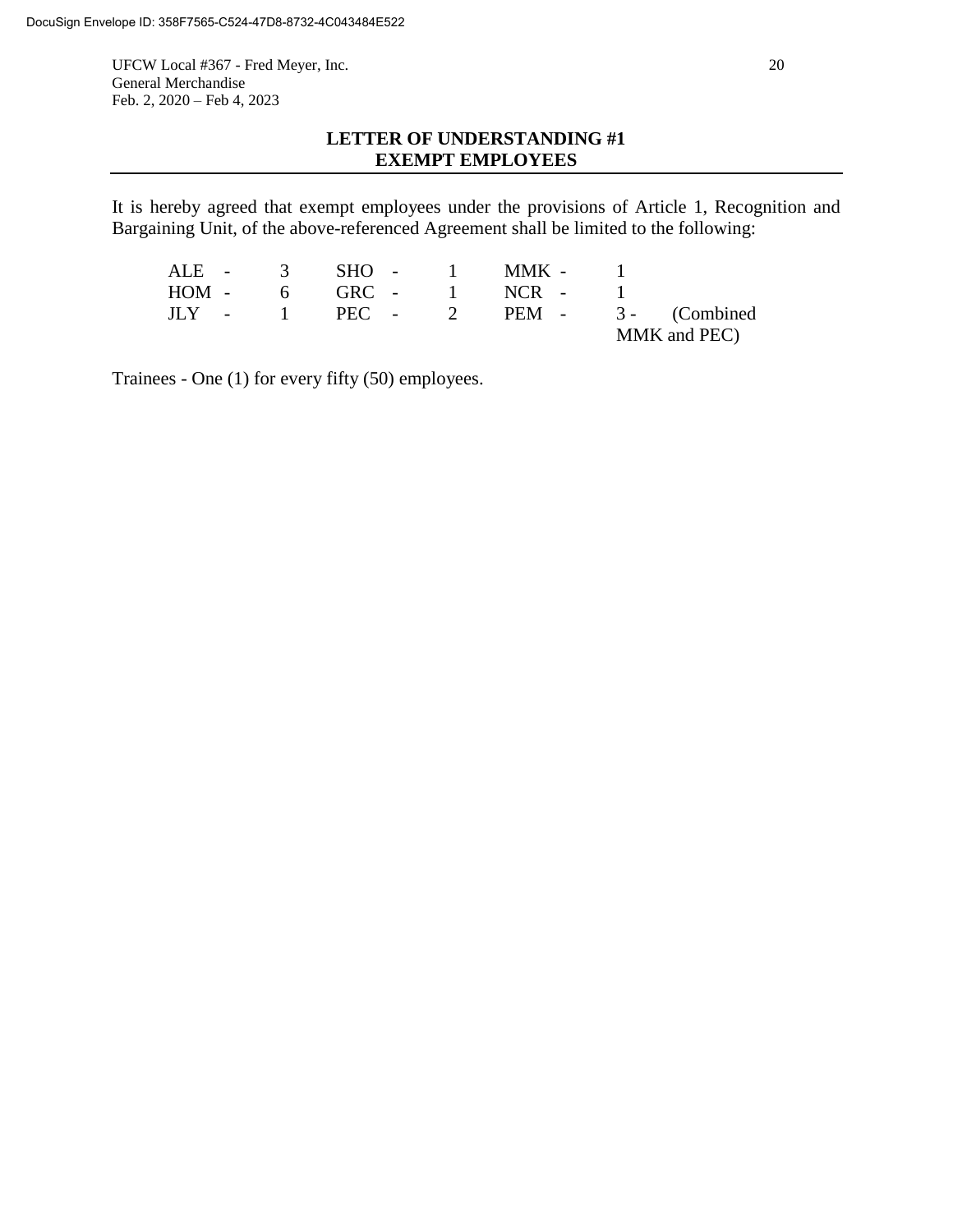## LETTER OF UNDERSTANDING #1
## EXEMPT EMPLOYEES

It is hereby agreed that exempt employees under the provisions of Article 1, Recognition and Bargaining Unit, of the above-referenced Agreement shall be limited to the following:

| | | | | | |
|---|---|---|---|---|---|
| ALE - | 3 | SHO - | 1 | MMK - | 1 |
| HOM - | 6 | GRC - | 1 | NCR - | 1 |
| JLY - | 1 | PEC - | 2 | PEM - | 3 - (Combined MMK and PEC) |

Trainees - One (1) for every fifty (50) employees.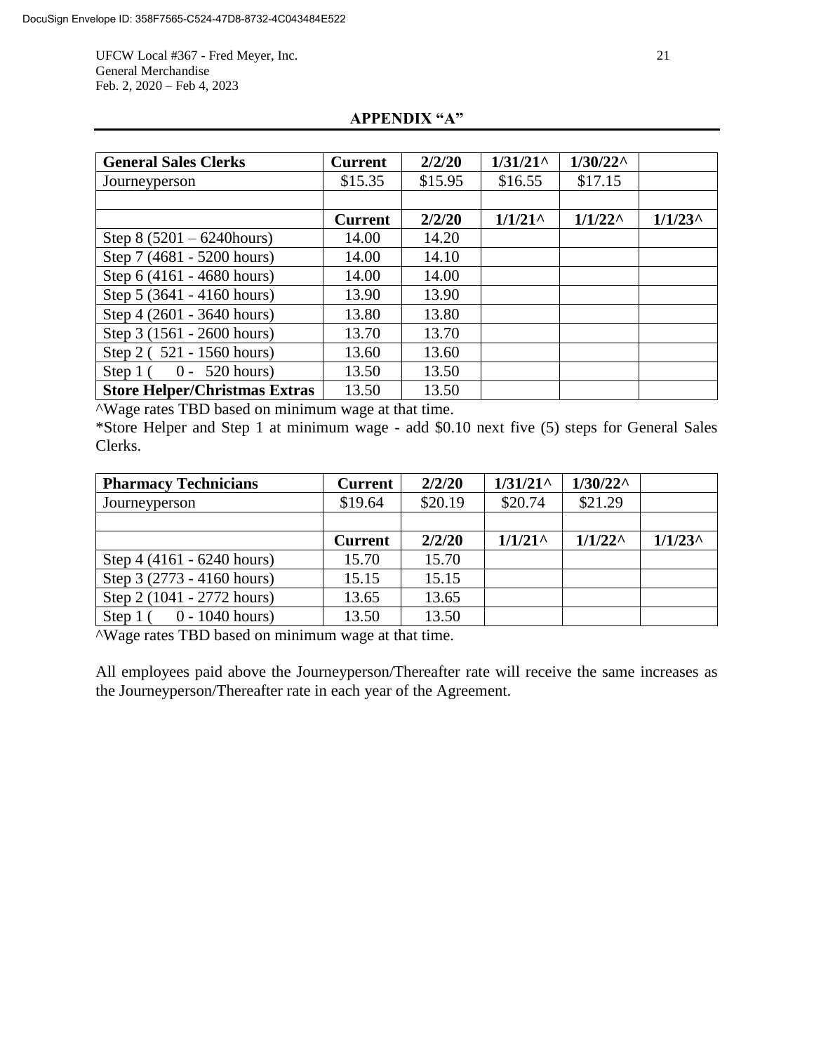## APPENDIX "A"

| General Sales Clerks | Current | 2/2/20 | 1/31/21^ | 1/30/22^ | |
|---|---|---|---|---|---|
| Journeyperson | $15.35 | $15.95 | $16.55 | $17.15 | |
| | | | | | |
| | **Current** | **2/2/20** | **1/1/21^** | **1/1/22^** | **1/1/23^** |
| Step 8 (5201 – 6240hours) | 14.00 | 14.20 | | | |
| Step 7 (4681 - 5200 hours) | 14.00 | 14.10 | | | |
| Step 6 (4161 - 4680 hours) | 14.00 | 14.00 | | | |
| Step 5 (3641 - 4160 hours) | 13.90 | 13.90 | | | |
| Step 4 (2601 - 3640 hours) | 13.80 | 13.80 | | | |
| Step 3 (1561 - 2600 hours) | 13.70 | 13.70 | | | |
| Step 2 ( 521 - 1560 hours) | 13.60 | 13.60 | | | |
| Step 1 ( 0 - 520 hours) | 13.50 | 13.50 | | | |
| **Store Helper/Christmas Extras** | 13.50 | 13.50 | | | |

^Wage rates TBD based on minimum wage at that time.

*Store Helper and Step 1 at minimum wage - add $0.10 next five (5) steps for General Sales Clerks.

| Pharmacy Technicians | Current | 2/2/20 | 1/31/21^ | 1/30/22^ | |
|---|---|---|---|---|---|
| Journeyperson | $19.64 | $20.19 | $20.74 | $21.29 | |
| | | | | | |
| | **Current** | **2/2/20** | **1/1/21^** | **1/1/22^** | **1/1/23^** |
| Step 4 (4161 - 6240 hours) | 15.70 | 15.70 | | | |
| Step 3 (2773 - 4160 hours) | 15.15 | 15.15 | | | |
| Step 2 (1041 - 2772 hours) | 13.65 | 13.65 | | | |
| Step 1 ( 0 - 1040 hours) | 13.50 | 13.50 | | | |

^Wage rates TBD based on minimum wage at that time.

All employees paid above the Journeyperson/Thereafter rate will receive the same increases as the Journeyperson/Thereafter rate in each year of the Agreement.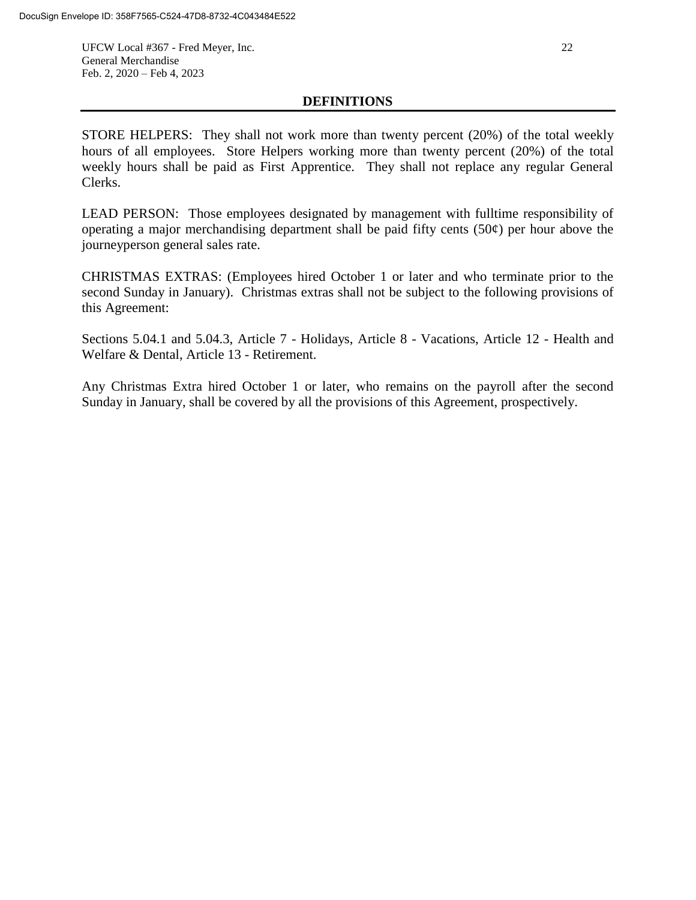## DEFINITIONS

STORE HELPERS: They shall not work more than twenty percent (20%) of the total weekly hours of all employees. Store Helpers working more than twenty percent (20%) of the total weekly hours shall be paid as First Apprentice. They shall not replace any regular General Clerks.

LEAD PERSON: Those employees designated by management with fulltime responsibility of operating a major merchandising department shall be paid fifty cents (50¢) per hour above the journeyperson general sales rate.

CHRISTMAS EXTRAS: (Employees hired October 1 or later and who terminate prior to the second Sunday in January). Christmas extras shall not be subject to the following provisions of this Agreement:

Sections 5.04.1 and 5.04.3, Article 7 - Holidays, Article 8 - Vacations, Article 12 - Health and Welfare & Dental, Article 13 - Retirement.

Any Christmas Extra hired October 1 or later, who remains on the payroll after the second Sunday in January, shall be covered by all the provisions of this Agreement, prospectively.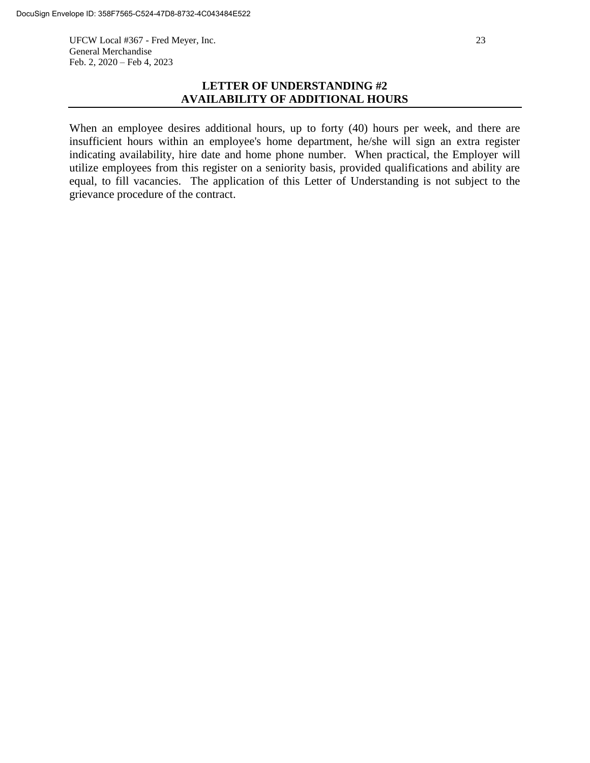## LETTER OF UNDERSTANDING #2
## AVAILABILITY OF ADDITIONAL HOURS

When an employee desires additional hours, up to forty (40) hours per week, and there are insufficient hours within an employee's home department, he/she will sign an extra register indicating availability, hire date and home phone number. When practical, the Employer will utilize employees from this register on a seniority basis, provided qualifications and ability are equal, to fill vacancies. The application of this Letter of Understanding is not subject to the grievance procedure of the contract.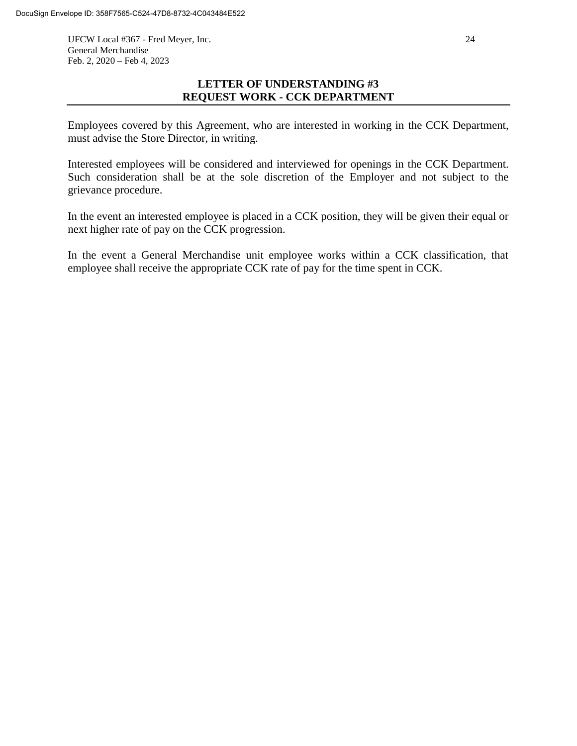## LETTER OF UNDERSTANDING #3
## REQUEST WORK - CCK DEPARTMENT

Employees covered by this Agreement, who are interested in working in the CCK Department, must advise the Store Director, in writing.

Interested employees will be considered and interviewed for openings in the CCK Department. Such consideration shall be at the sole discretion of the Employer and not subject to the grievance procedure.

In the event an interested employee is placed in a CCK position, they will be given their equal or next higher rate of pay on the CCK progression.

In the event a General Merchandise unit employee works within a CCK classification, that employee shall receive the appropriate CCK rate of pay for the time spent in CCK.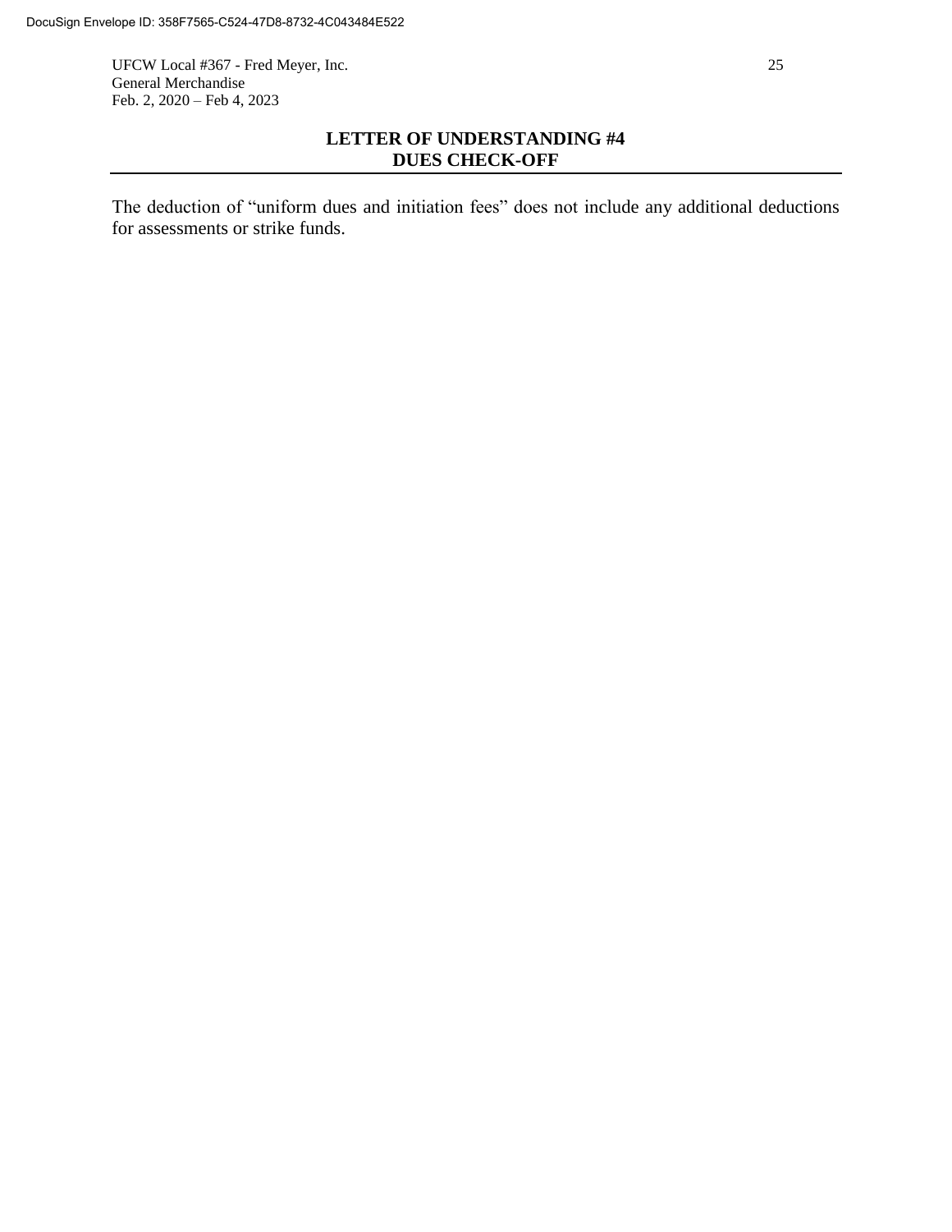## LETTER OF UNDERSTANDING #4
## DUES CHECK-OFF

The deduction of "uniform dues and initiation fees" does not include any additional deductions for assessments or strike funds.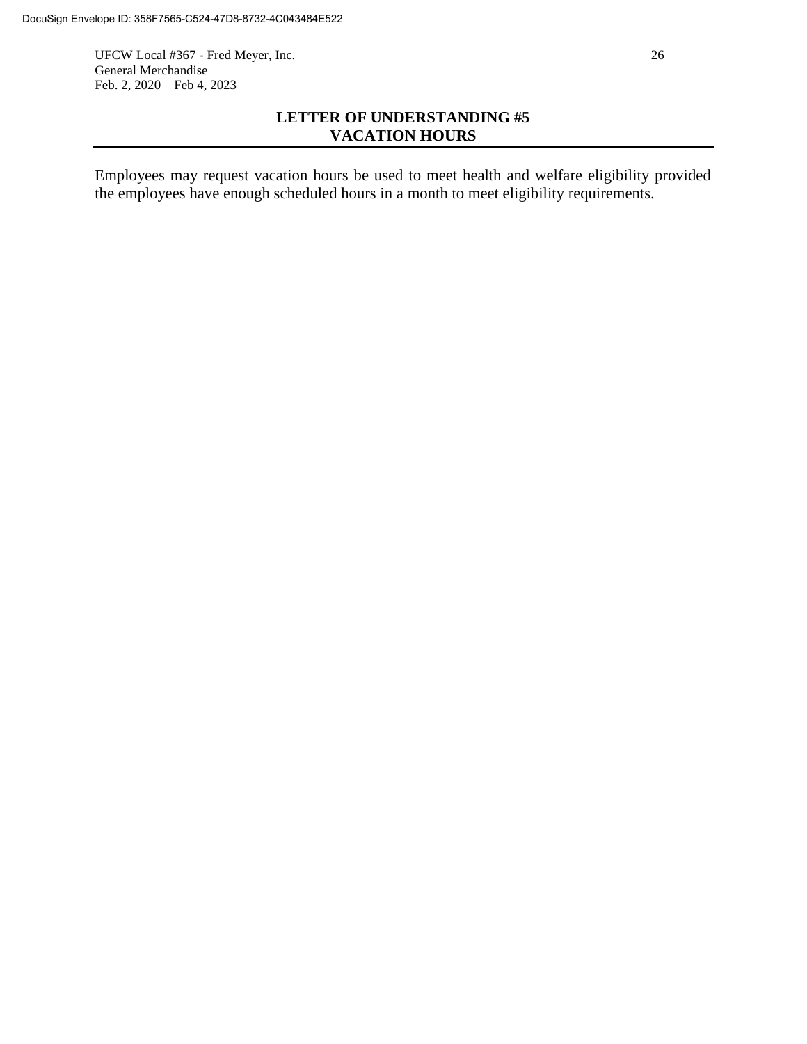## LETTER OF UNDERSTANDING #5
## VACATION HOURS

Employees may request vacation hours be used to meet health and welfare eligibility provided the employees have enough scheduled hours in a month to meet eligibility requirements.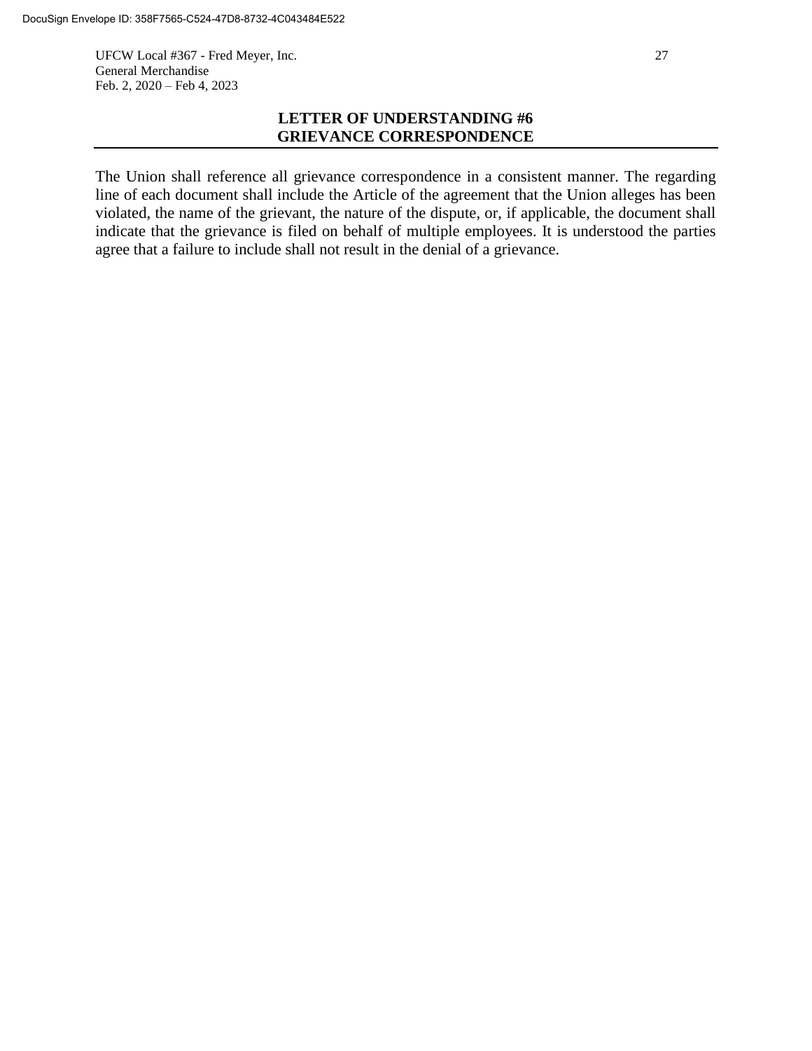## LETTER OF UNDERSTANDING #6
## GRIEVANCE CORRESPONDENCE

The Union shall reference all grievance correspondence in a consistent manner. The regarding line of each document shall include the Article of the agreement that the Union alleges has been violated, the name of the grievant, the nature of the dispute, or, if applicable, the document shall indicate that the grievance is filed on behalf of multiple employees. It is understood the parties agree that a failure to include shall not result in the denial of a grievance.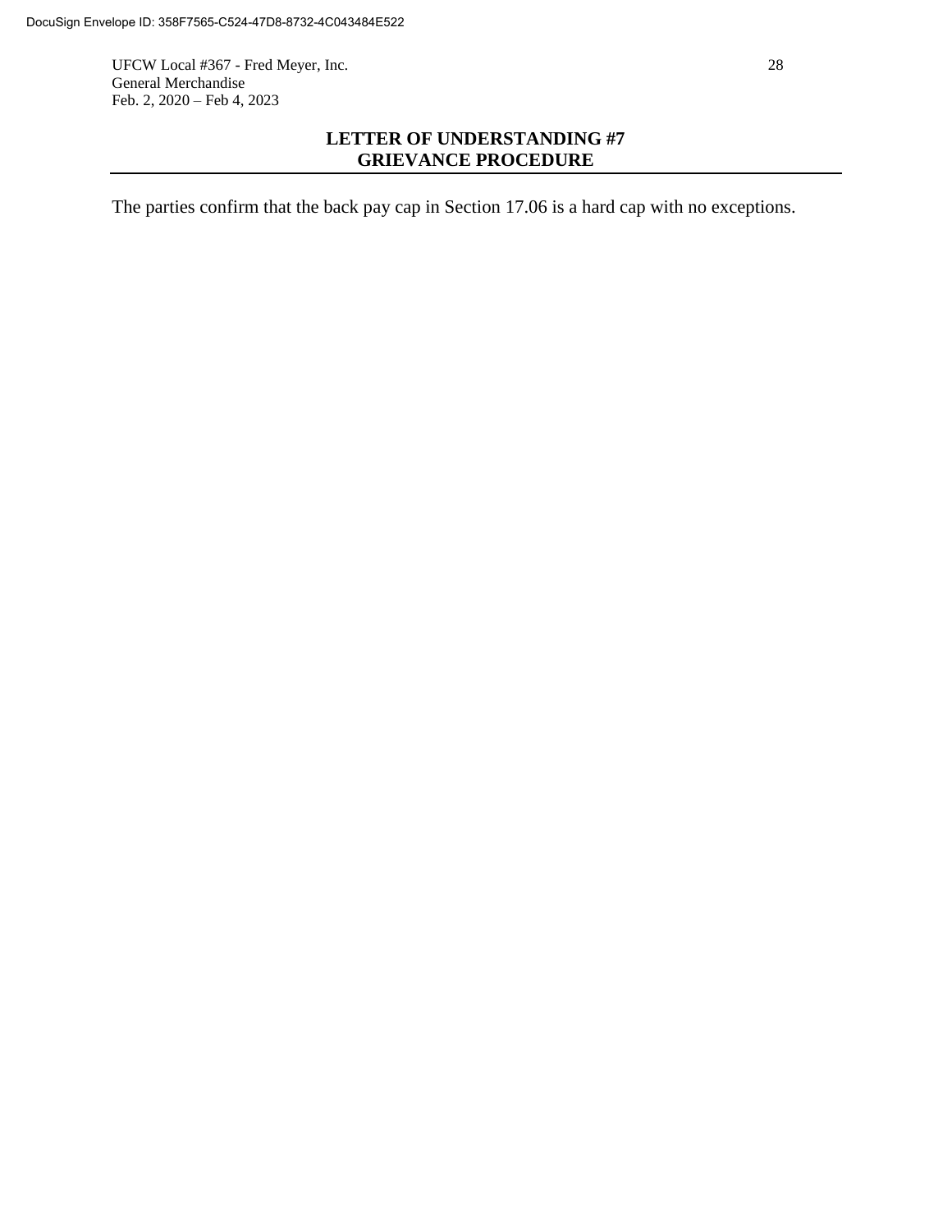## LETTER OF UNDERSTANDING #7
## GRIEVANCE PROCEDURE

The parties confirm that the back pay cap in Section 17.06 is a hard cap with no exceptions.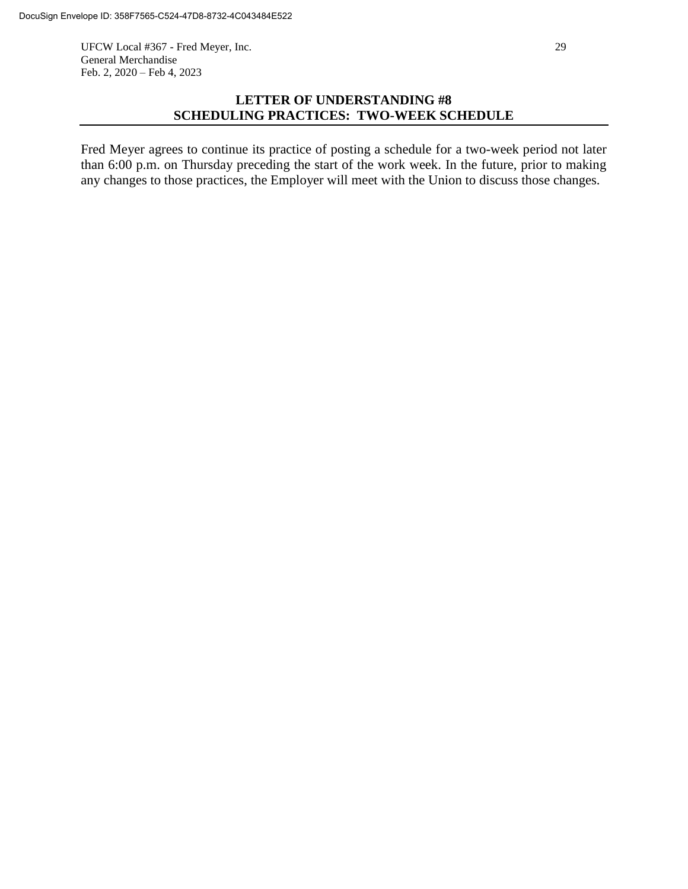## LETTER OF UNDERSTANDING #8
## SCHEDULING PRACTICES: TWO-WEEK SCHEDULE

Fred Meyer agrees to continue its practice of posting a schedule for a two-week period not later than 6:00 p.m. on Thursday preceding the start of the work week. In the future, prior to making any changes to those practices, the Employer will meet with the Union to discuss those changes.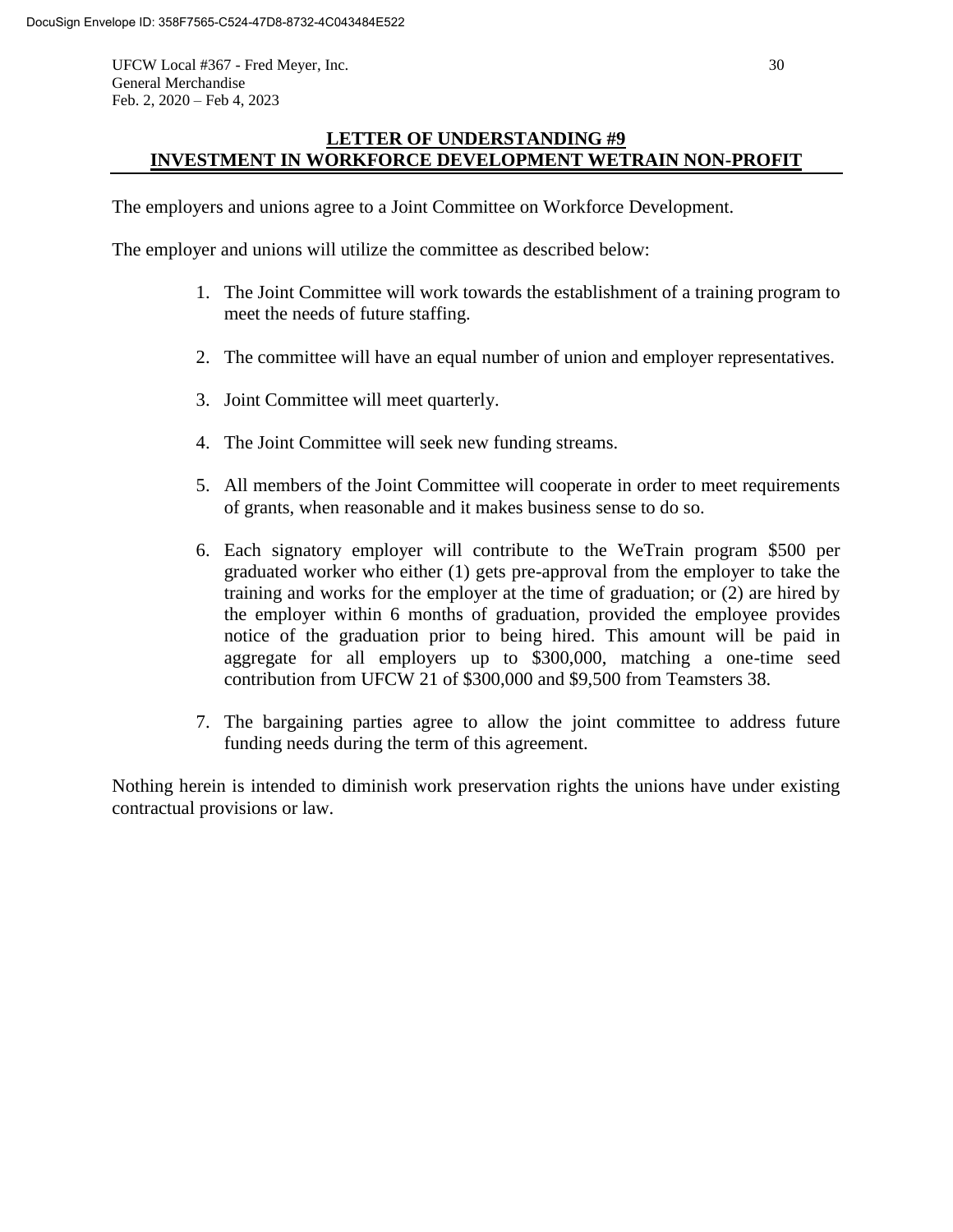## LETTER OF UNDERSTANDING #9
## INVESTMENT IN WORKFORCE DEVELOPMENT WETRAIN NON-PROFIT

The employers and unions agree to a Joint Committee on Workforce Development.

The employer and unions will utilize the committee as described below:

1. The Joint Committee will work towards the establishment of a training program to meet the needs of future staffing.

2. The committee will have an equal number of union and employer representatives.

3. Joint Committee will meet quarterly.

4. The Joint Committee will seek new funding streams.

5. All members of the Joint Committee will cooperate in order to meet requirements of grants, when reasonable and it makes business sense to do so.

6. Each signatory employer will contribute to the WeTrain program $500 per graduated worker who either (1) gets pre-approval from the employer to take the training and works for the employer at the time of graduation; or (2) are hired by the employer within 6 months of graduation, provided the employee provides notice of the graduation prior to being hired. This amount will be paid in aggregate for all employers up to $300,000, matching a one-time seed contribution from UFCW 21 of $300,000 and $9,500 from Teamsters 38.

7. The bargaining parties agree to allow the joint committee to address future funding needs during the term of this agreement.

Nothing herein is intended to diminish work preservation rights the unions have under existing contractual provisions or law.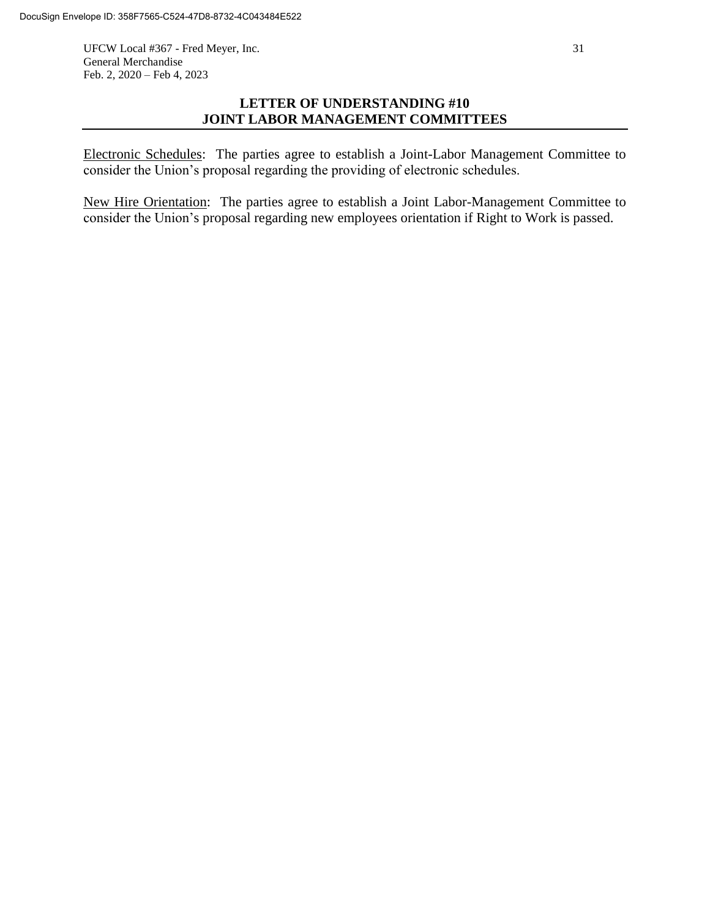## LETTER OF UNDERSTANDING #10
## JOINT LABOR MANAGEMENT COMMITTEES

Electronic Schedules: The parties agree to establish a Joint-Labor Management Committee to consider the Union's proposal regarding the providing of electronic schedules.

New Hire Orientation: The parties agree to establish a Joint Labor-Management Committee to consider the Union's proposal regarding new employees orientation if Right to Work is passed.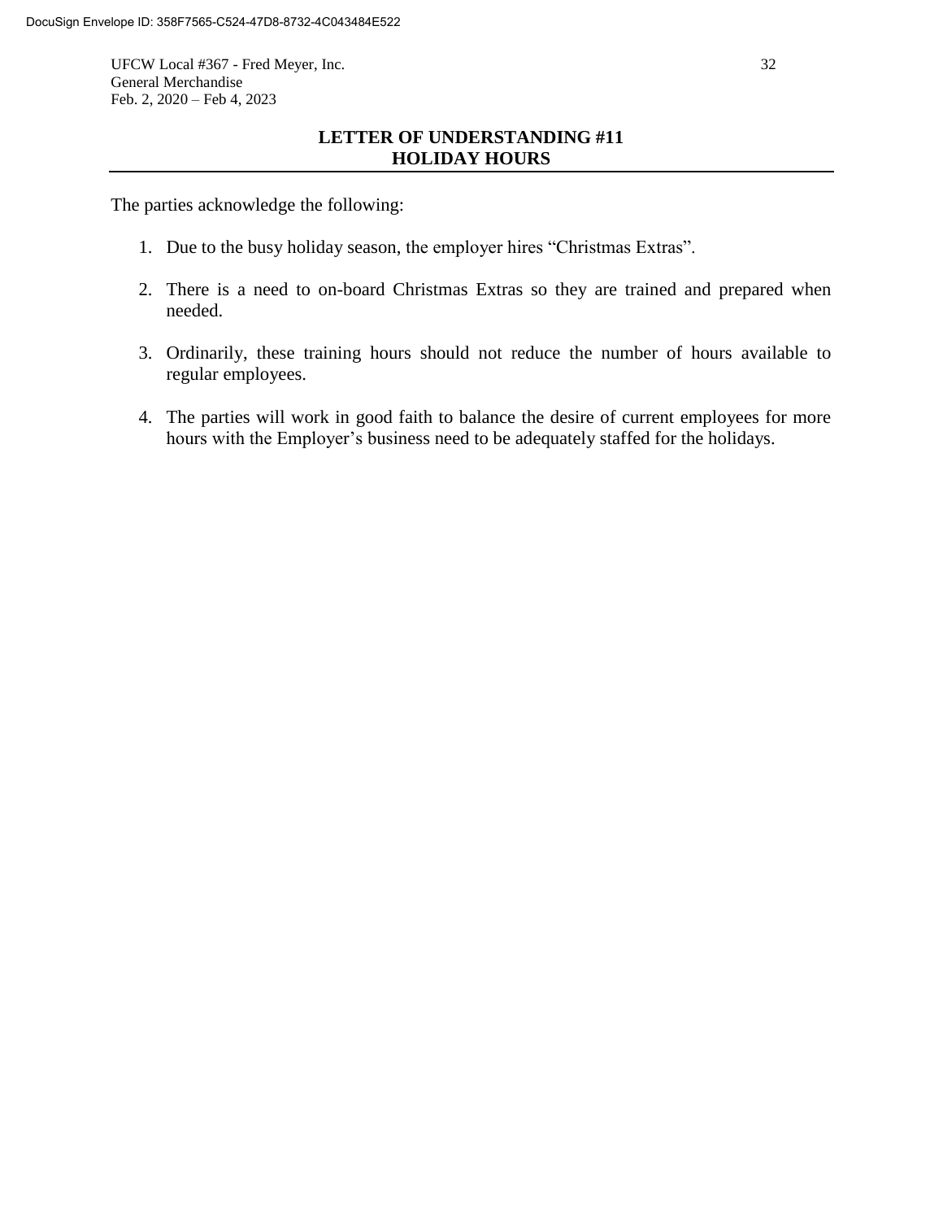## LETTER OF UNDERSTANDING #11
## HOLIDAY HOURS

The parties acknowledge the following:

1. Due to the busy holiday season, the employer hires "Christmas Extras".

2. There is a need to on-board Christmas Extras so they are trained and prepared when needed.

3. Ordinarily, these training hours should not reduce the number of hours available to regular employees.

4. The parties will work in good faith to balance the desire of current employees for more hours with the Employer's business need to be adequately staffed for the holidays.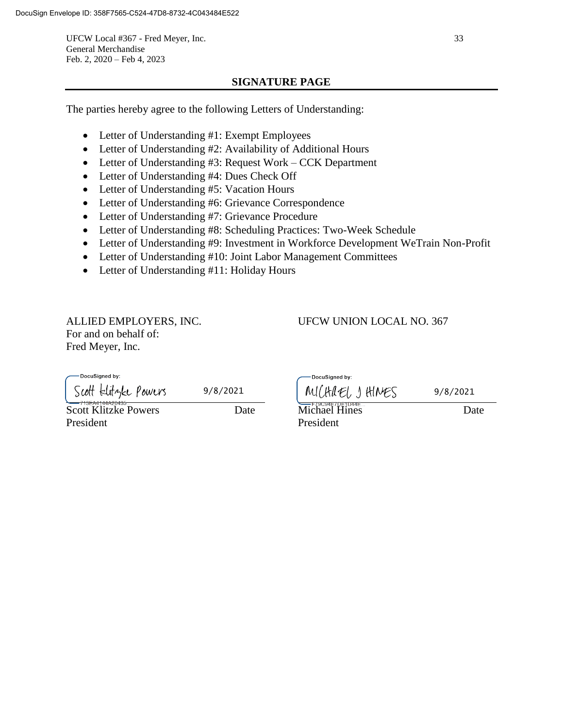## SIGNATURE PAGE

The parties hereby agree to the following Letters of Understanding:

- Letter of Understanding #1: Exempt Employees
- Letter of Understanding #2: Availability of Additional Hours
- Letter of Understanding #3: Request Work – CCK Department
- Letter of Understanding #4: Dues Check Off
- Letter of Understanding #5: Vacation Hours
- Letter of Understanding #6: Grievance Correspondence
- Letter of Understanding #7: Grievance Procedure
- Letter of Understanding #8: Scheduling Practices: Two-Week Schedule
- Letter of Understanding #9: Investment in Workforce Development WeTrain Non-Profit
- Letter of Understanding #10: Joint Labor Management Committees
- Letter of Understanding #11: Holiday Hours

ALLIED EMPLOYERS, INC.
For and on behalf of:
Fred Meyer, Inc.

DocuSigned by:
Scott Klitzke Powers 9/8/2021
713EA4144A29435...
Scott Klitzke Powers Date
President

UFCW UNION LOCAL NO. 367

DocuSigned by:
MICHAEL J HINES 9/8/2021
F79C94E7DE1D44E...
Michael Hines Date
President